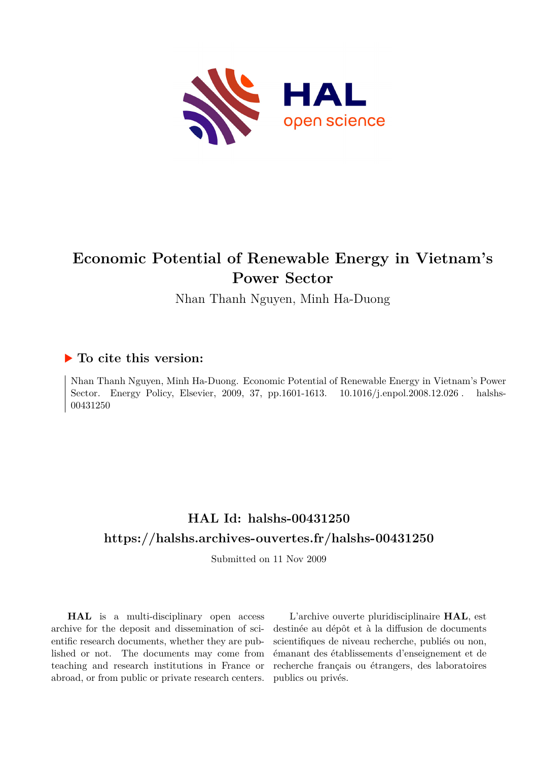# Economic Potential of Renewable Energy in Vietnam's Power Sector

Nhan Thanh Nguyen, Minh Ha-Duong

## To cite this version:

Nhan Thanh Nguyen, Minh Ha-Duong. Economic Potential of Renewable Energy in Vietnam's Power Sector. Energy Policy, Elsevier, 2009, 37, pp.1601-1613. 10.1016/j.enpol.2008.12.026 . halshs-00431250

## HAL Id: halshs-00431250

## https://halshs.archives-ouvertes.fr/halshs-00431250

Submitted on 11 Nov 2009

**HAL** is a multi-disciplinary open access archive for the deposit and dissemination of scientific research documents, whether they are published or not. The documents may come from teaching and research institutions in France or abroad, or from public or private research centers.

L'archive ouverte pluridisciplinaire **HAL**, est destinée au dépôt et à la diffusion de documents scientifiques de niveau recherche, publiés ou non, émanant des établissements d'enseignement et de recherche français ou étrangers, des laboratoires publics ou privés.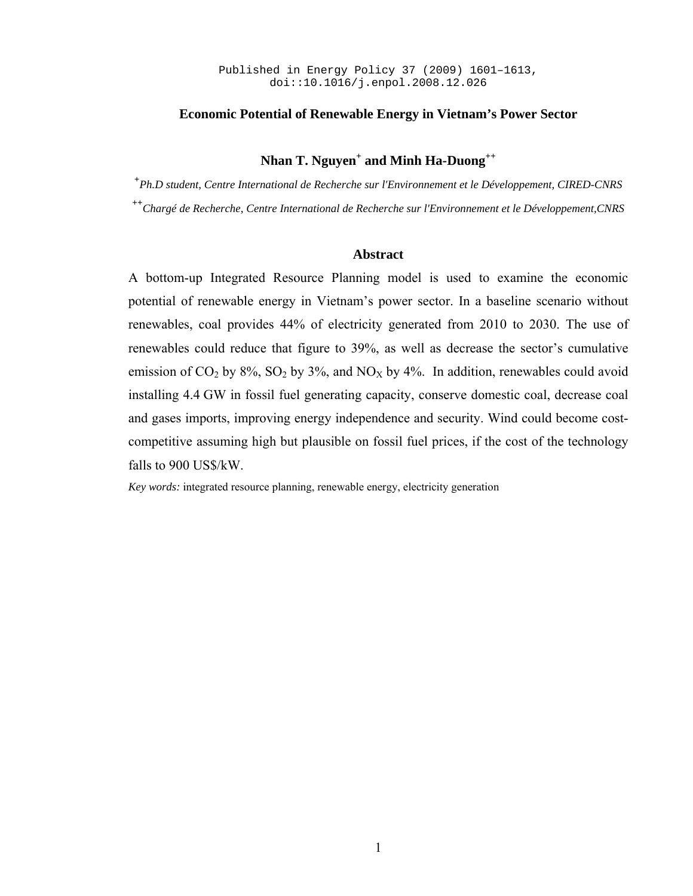Published in Energy Policy 37 (2009) 1601–1613, doi::10.1016/j.enpol.2008.12.026

# Economic Potential of Renewable Energy in Vietnam's Power Sector

**Nhan T. Nguyen[+] and Minh Ha-Duong[++]**

[+] *Ph.D student, Centre International de Recherche sur l'Environnement et le Développement, CIRED-CNRS*

[++] *Chargé de Recherche, Centre International de Recherche sur l'Environnement et le Développement,CNRS*

## Abstract

A bottom-up Integrated Resource Planning model is used to examine the economic potential of renewable energy in Vietnam's power sector. In a baseline scenario without renewables, coal provides 44% of electricity generated from 2010 to 2030. The use of renewables could reduce that figure to 39%, as well as decrease the sector's cumulative emission of $CO_2$ by 8%, $SO_2$ by 3%, and $NO_X$ by 4%. In addition, renewables could avoid installing 4.4 GW in fossil fuel generating capacity, conserve domestic coal, decrease coal and gases imports, improving energy independence and security. Wind could become cost-competitive assuming high but plausible on fossil fuel prices, if the cost of the technology falls to 900 US$/kW.

*Key words:* integrated resource planning, renewable energy, electricity generation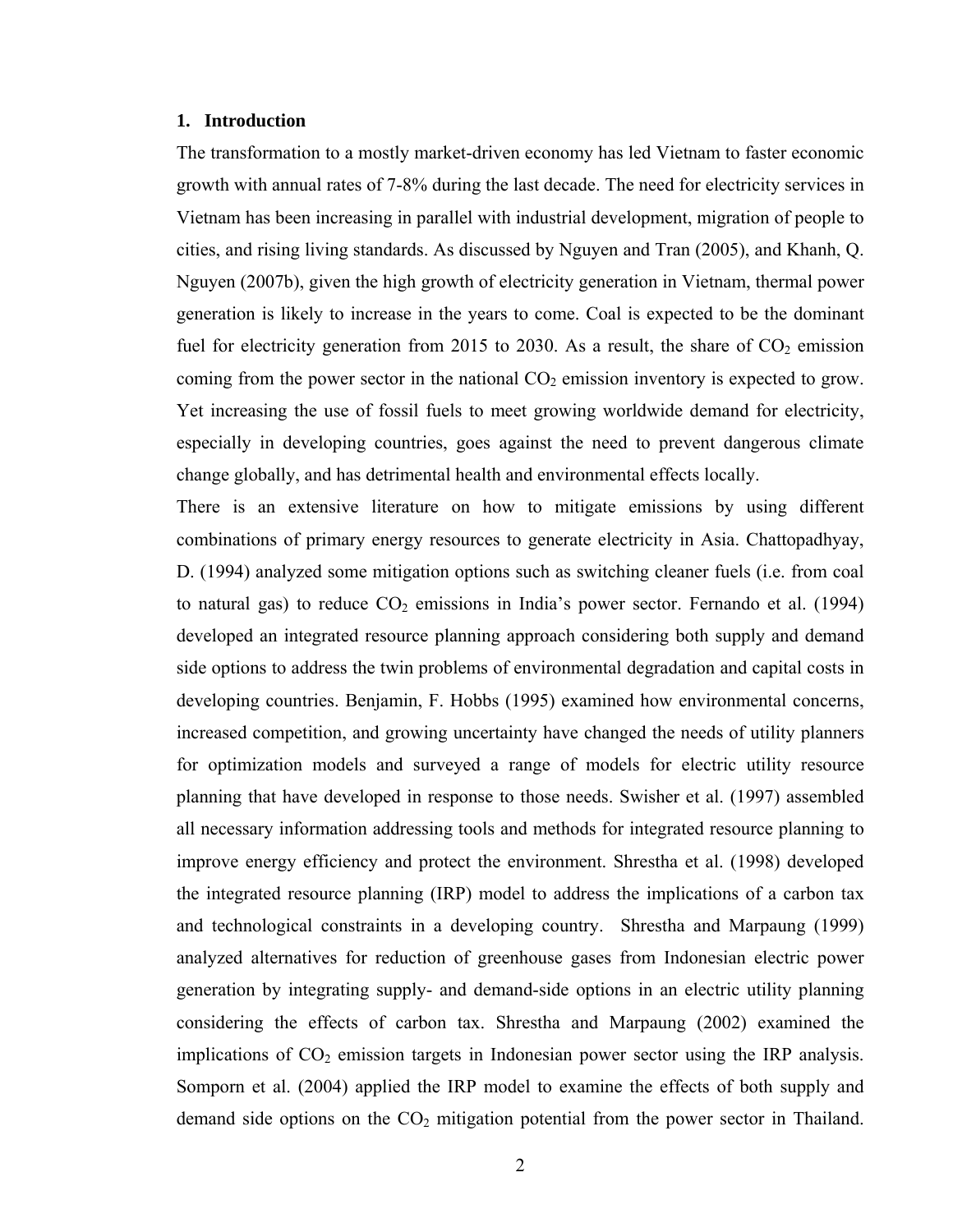## 1. Introduction

The transformation to a mostly market-driven economy has led Vietnam to faster economic growth with annual rates of 7-8% during the last decade. The need for electricity services in Vietnam has been increasing in parallel with industrial development, migration of people to cities, and rising living standards. As discussed by Nguyen and Tran (2005), and Khanh, Q. Nguyen (2007b), given the high growth of electricity generation in Vietnam, thermal power generation is likely to increase in the years to come. Coal is expected to be the dominant fuel for electricity generation from 2015 to 2030. As a result, the share of $CO_2$ emission coming from the power sector in the national $CO_2$ emission inventory is expected to grow. Yet increasing the use of fossil fuels to meet growing worldwide demand for electricity, especially in developing countries, goes against the need to prevent dangerous climate change globally, and has detrimental health and environmental effects locally.

There is an extensive literature on how to mitigate emissions by using different combinations of primary energy resources to generate electricity in Asia. Chattopadhyay, D. (1994) analyzed some mitigation options such as switching cleaner fuels (i.e. from coal to natural gas) to reduce $CO_2$ emissions in India's power sector. Fernando et al. (1994) developed an integrated resource planning approach considering both supply and demand side options to address the twin problems of environmental degradation and capital costs in developing countries. Benjamin, F. Hobbs (1995) examined how environmental concerns, increased competition, and growing uncertainty have changed the needs of utility planners for optimization models and surveyed a range of models for electric utility resource planning that have developed in response to those needs. Swisher et al. (1997) assembled all necessary information addressing tools and methods for integrated resource planning to improve energy efficiency and protect the environment. Shrestha et al. (1998) developed the integrated resource planning (IRP) model to address the implications of a carbon tax and technological constraints in a developing country. Shrestha and Marpaung (1999) analyzed alternatives for reduction of greenhouse gases from Indonesian electric power generation by integrating supply- and demand-side options in an electric utility planning considering the effects of carbon tax. Shrestha and Marpaung (2002) examined the implications of $CO_2$ emission targets in Indonesian power sector using the IRP analysis. Somporn et al. (2004) applied the IRP model to examine the effects of both supply and demand side options on the $CO_2$ mitigation potential from the power sector in Thailand.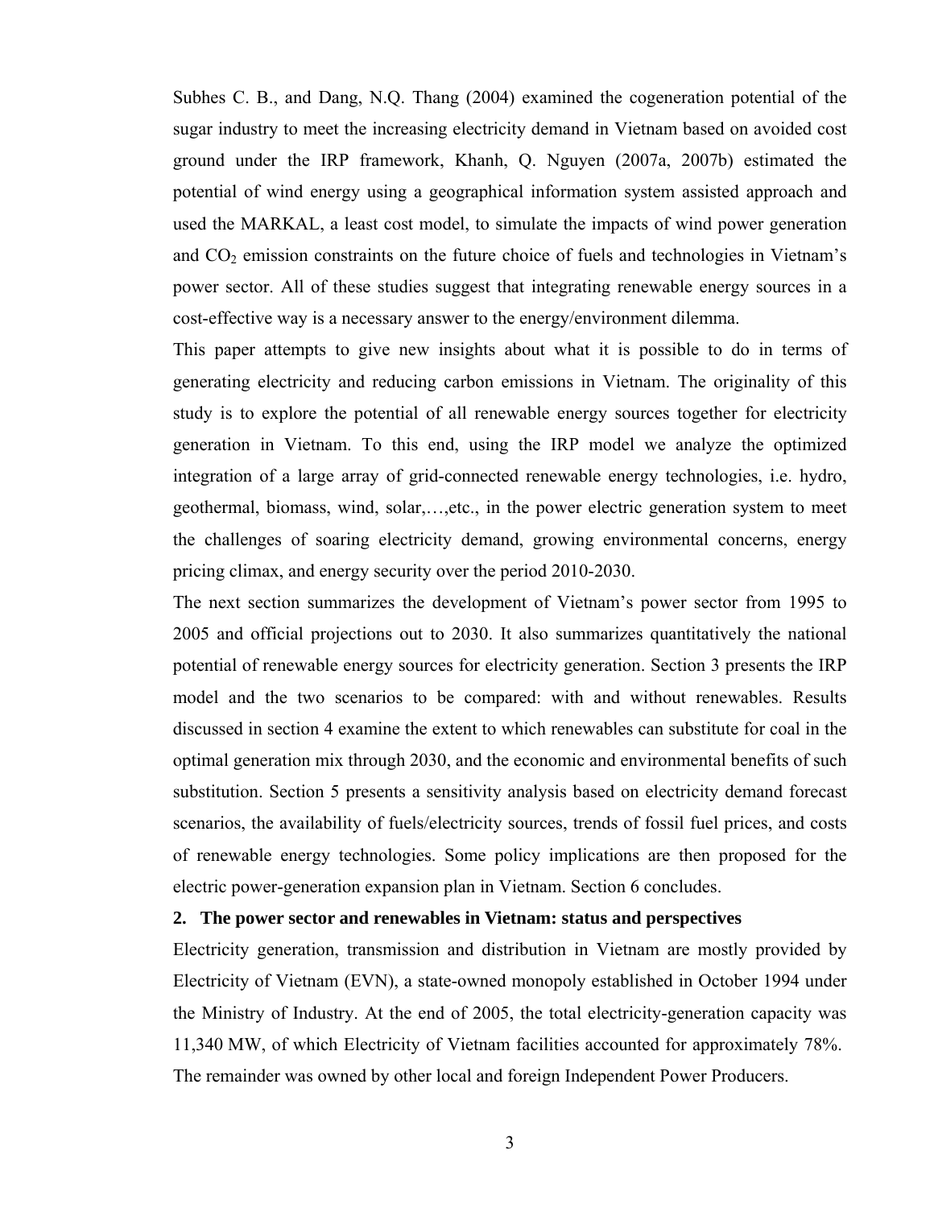Subhes C. B., and Dang, N.Q. Thang (2004) examined the cogeneration potential of the sugar industry to meet the increasing electricity demand in Vietnam based on avoided cost ground under the IRP framework, Khanh, Q. Nguyen (2007a, 2007b) estimated the potential of wind energy using a geographical information system assisted approach and used the MARKAL, a least cost model, to simulate the impacts of wind power generation and $CO_2$ emission constraints on the future choice of fuels and technologies in Vietnam's power sector. All of these studies suggest that integrating renewable energy sources in a cost-effective way is a necessary answer to the energy/environment dilemma.

This paper attempts to give new insights about what it is possible to do in terms of generating electricity and reducing carbon emissions in Vietnam. The originality of this study is to explore the potential of all renewable energy sources together for electricity generation in Vietnam. To this end, using the IRP model we analyze the optimized integration of a large array of grid-connected renewable energy technologies, i.e. hydro, geothermal, biomass, wind, solar,…,etc., in the power electric generation system to meet the challenges of soaring electricity demand, growing environmental concerns, energy pricing climax, and energy security over the period 2010-2030.

The next section summarizes the development of Vietnam's power sector from 1995 to 2005 and official projections out to 2030. It also summarizes quantitatively the national potential of renewable energy sources for electricity generation. Section 3 presents the IRP model and the two scenarios to be compared: with and without renewables. Results discussed in section 4 examine the extent to which renewables can substitute for coal in the optimal generation mix through 2030, and the economic and environmental benefits of such substitution. Section 5 presents a sensitivity analysis based on electricity demand forecast scenarios, the availability of fuels/electricity sources, trends of fossil fuel prices, and costs of renewable energy technologies. Some policy implications are then proposed for the electric power-generation expansion plan in Vietnam. Section 6 concludes.

## 2. The power sector and renewables in Vietnam: status and perspectives

Electricity generation, transmission and distribution in Vietnam are mostly provided by Electricity of Vietnam (EVN), a state-owned monopoly established in October 1994 under the Ministry of Industry. At the end of 2005, the total electricity-generation capacity was 11,340 MW, of which Electricity of Vietnam facilities accounted for approximately 78%. The remainder was owned by other local and foreign Independent Power Producers.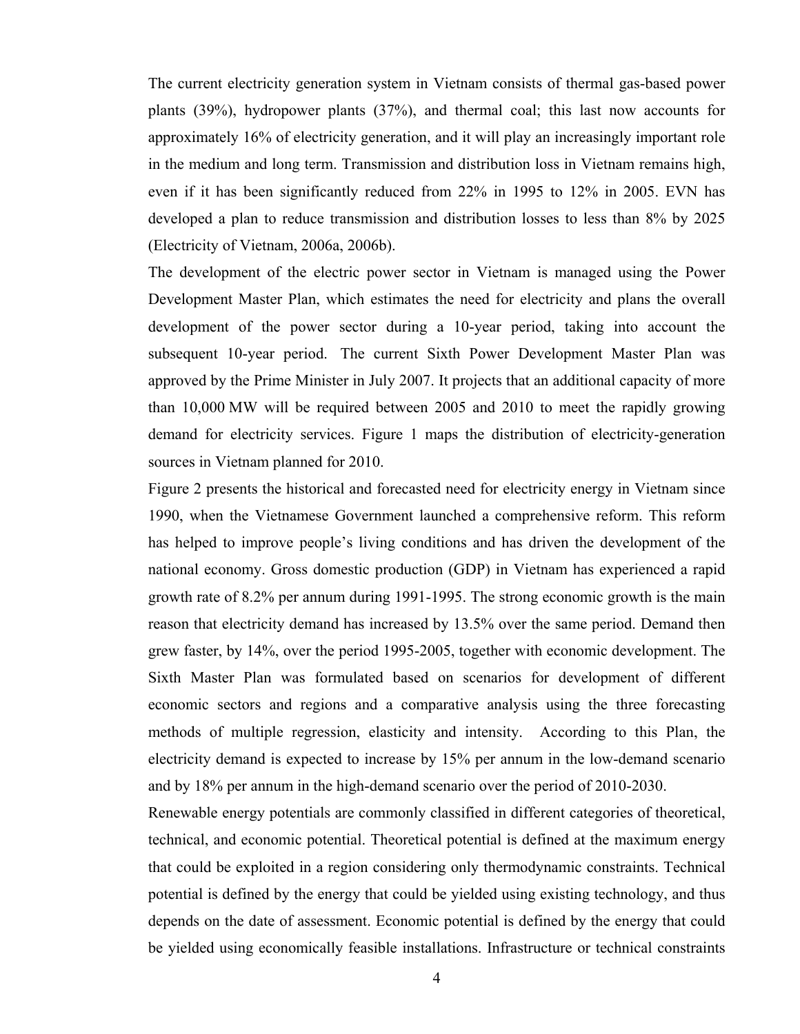The current electricity generation system in Vietnam consists of thermal gas-based power plants (39%), hydropower plants (37%), and thermal coal; this last now accounts for approximately 16% of electricity generation, and it will play an increasingly important role in the medium and long term. Transmission and distribution loss in Vietnam remains high, even if it has been significantly reduced from 22% in 1995 to 12% in 2005. EVN has developed a plan to reduce transmission and distribution losses to less than 8% by 2025 (Electricity of Vietnam, 2006a, 2006b).

The development of the electric power sector in Vietnam is managed using the Power Development Master Plan, which estimates the need for electricity and plans the overall development of the power sector during a 10-year period, taking into account the subsequent 10-year period. The current Sixth Power Development Master Plan was approved by the Prime Minister in July 2007. It projects that an additional capacity of more than 10,000 MW will be required between 2005 and 2010 to meet the rapidly growing demand for electricity services. Figure 1 maps the distribution of electricity-generation sources in Vietnam planned for 2010.

Figure 2 presents the historical and forecasted need for electricity energy in Vietnam since 1990, when the Vietnamese Government launched a comprehensive reform. This reform has helped to improve people's living conditions and has driven the development of the national economy. Gross domestic production (GDP) in Vietnam has experienced a rapid growth rate of 8.2% per annum during 1991-1995. The strong economic growth is the main reason that electricity demand has increased by 13.5% over the same period. Demand then grew faster, by 14%, over the period 1995-2005, together with economic development. The Sixth Master Plan was formulated based on scenarios for development of different economic sectors and regions and a comparative analysis using the three forecasting methods of multiple regression, elasticity and intensity. According to this Plan, the electricity demand is expected to increase by 15% per annum in the low-demand scenario and by 18% per annum in the high-demand scenario over the period of 2010-2030.

Renewable energy potentials are commonly classified in different categories of theoretical, technical, and economic potential. Theoretical potential is defined at the maximum energy that could be exploited in a region considering only thermodynamic constraints. Technical potential is defined by the energy that could be yielded using existing technology, and thus depends on the date of assessment. Economic potential is defined by the energy that could be yielded using economically feasible installations. Infrastructure or technical constraints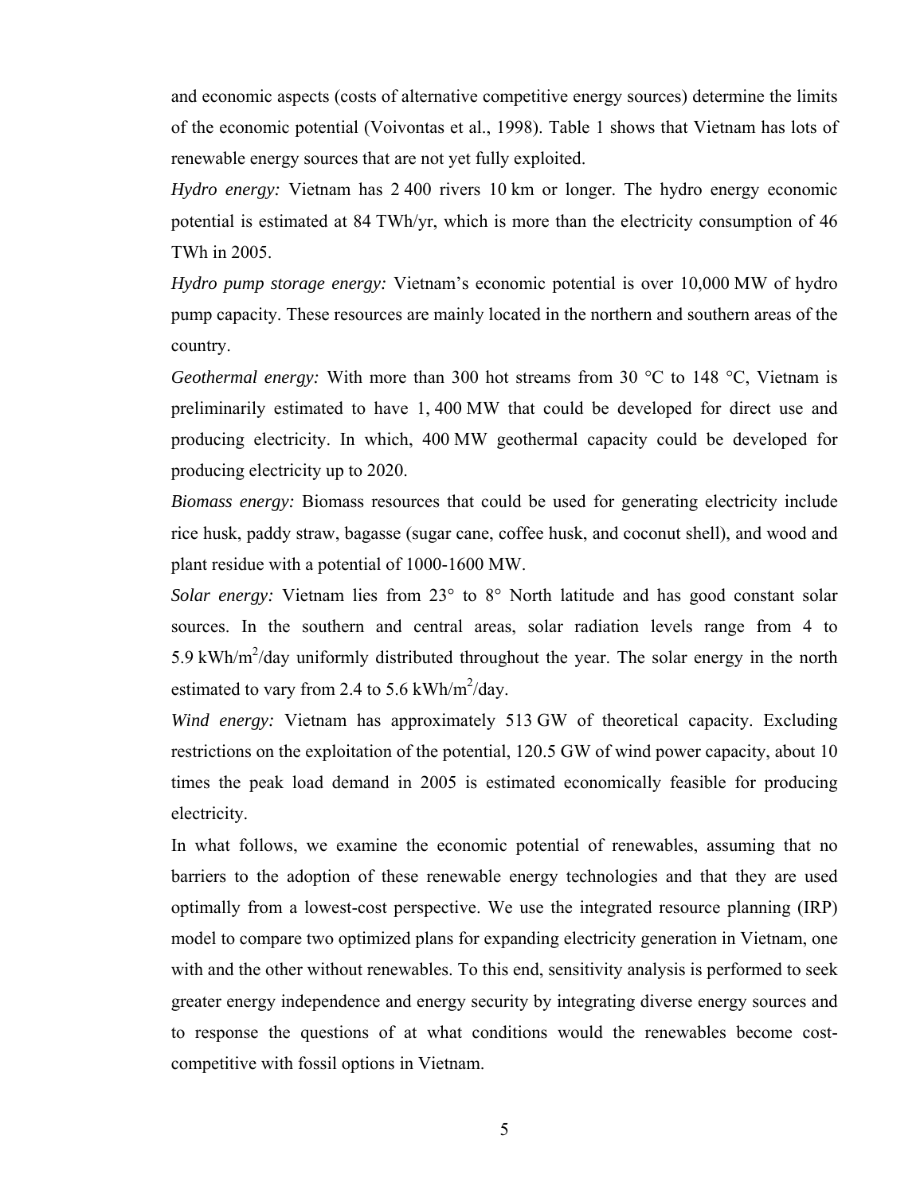and economic aspects (costs of alternative competitive energy sources) determine the limits of the economic potential (Voivontas et al., 1998). Table 1 shows that Vietnam has lots of renewable energy sources that are not yet fully exploited.

*Hydro energy:* Vietnam has 2 400 rivers 10 km or longer. The hydro energy economic potential is estimated at 84 TWh/yr, which is more than the electricity consumption of 46 TWh in 2005.

*Hydro pump storage energy:* Vietnam's economic potential is over 10,000 MW of hydro pump capacity. These resources are mainly located in the northern and southern areas of the country.

*Geothermal energy:* With more than 300 hot streams from 30 °C to 148 °C, Vietnam is preliminarily estimated to have 1, 400 MW that could be developed for direct use and producing electricity. In which, 400 MW geothermal capacity could be developed for producing electricity up to 2020.

*Biomass energy:* Biomass resources that could be used for generating electricity include rice husk, paddy straw, bagasse (sugar cane, coffee husk, and coconut shell), and wood and plant residue with a potential of 1000-1600 MW.

*Solar energy:* Vietnam lies from 23° to 8° North latitude and has good constant solar sources. In the southern and central areas, solar radiation levels range from 4 to 5.9 kWh/$m^2$/day uniformly distributed throughout the year. The solar energy in the north estimated to vary from 2.4 to 5.6 kWh/$m^2$/day.

*Wind energy:* Vietnam has approximately 513 GW of theoretical capacity. Excluding restrictions on the exploitation of the potential, 120.5 GW of wind power capacity, about 10 times the peak load demand in 2005 is estimated economically feasible for producing electricity.

In what follows, we examine the economic potential of renewables, assuming that no barriers to the adoption of these renewable energy technologies and that they are used optimally from a lowest-cost perspective. We use the integrated resource planning (IRP) model to compare two optimized plans for expanding electricity generation in Vietnam, one with and the other without renewables. To this end, sensitivity analysis is performed to seek greater energy independence and energy security by integrating diverse energy sources and to response the questions of at what conditions would the renewables become cost-competitive with fossil options in Vietnam.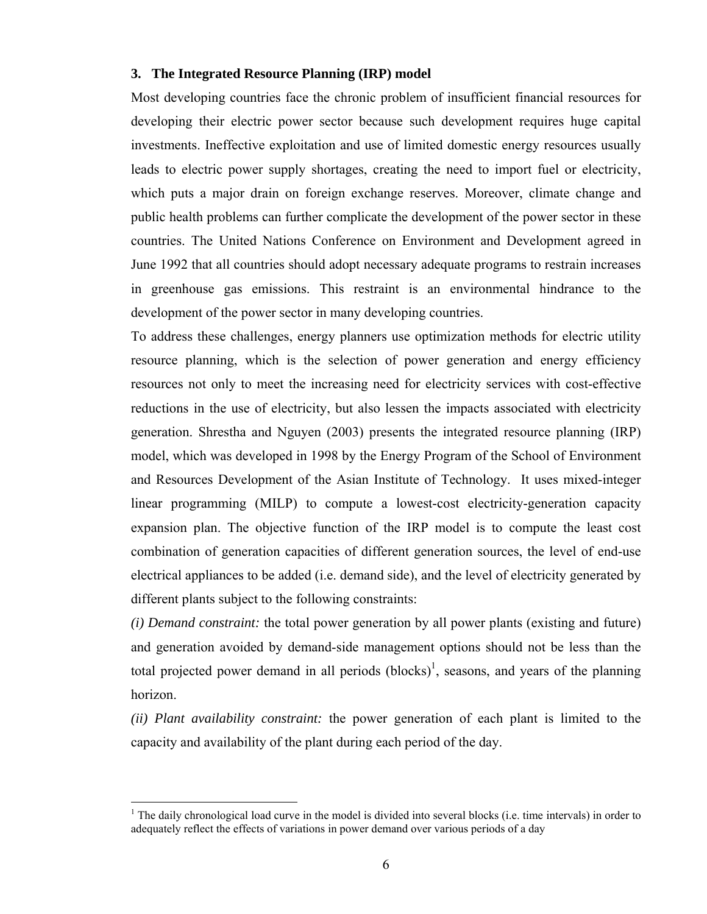## 3. The Integrated Resource Planning (IRP) model

Most developing countries face the chronic problem of insufficient financial resources for developing their electric power sector because such development requires huge capital investments. Ineffective exploitation and use of limited domestic energy resources usually leads to electric power supply shortages, creating the need to import fuel or electricity, which puts a major drain on foreign exchange reserves. Moreover, climate change and public health problems can further complicate the development of the power sector in these countries. The United Nations Conference on Environment and Development agreed in June 1992 that all countries should adopt necessary adequate programs to restrain increases in greenhouse gas emissions. This restraint is an environmental hindrance to the development of the power sector in many developing countries.

To address these challenges, energy planners use optimization methods for electric utility resource planning, which is the selection of power generation and energy efficiency resources not only to meet the increasing need for electricity services with cost-effective reductions in the use of electricity, but also lessen the impacts associated with electricity generation. Shrestha and Nguyen (2003) presents the integrated resource planning (IRP) model, which was developed in 1998 by the Energy Program of the School of Environment and Resources Development of the Asian Institute of Technology. It uses mixed-integer linear programming (MILP) to compute a lowest-cost electricity-generation capacity expansion plan. The objective function of the IRP model is to compute the least cost combination of generation capacities of different generation sources, the level of end-use electrical appliances to be added (i.e. demand side), and the level of electricity generated by different plants subject to the following constraints:

*(i) Demand constraint:* the total power generation by all power plants (existing and future) and generation avoided by demand-side management options should not be less than the total projected power demand in all periods (blocks)[1], seasons, and years of the planning horizon.

*(ii) Plant availability constraint:* the power generation of each plant is limited to the capacity and availability of the plant during each period of the day.

[1] The daily chronological load curve in the model is divided into several blocks (i.e. time intervals) in order to adequately reflect the effects of variations in power demand over various periods of a day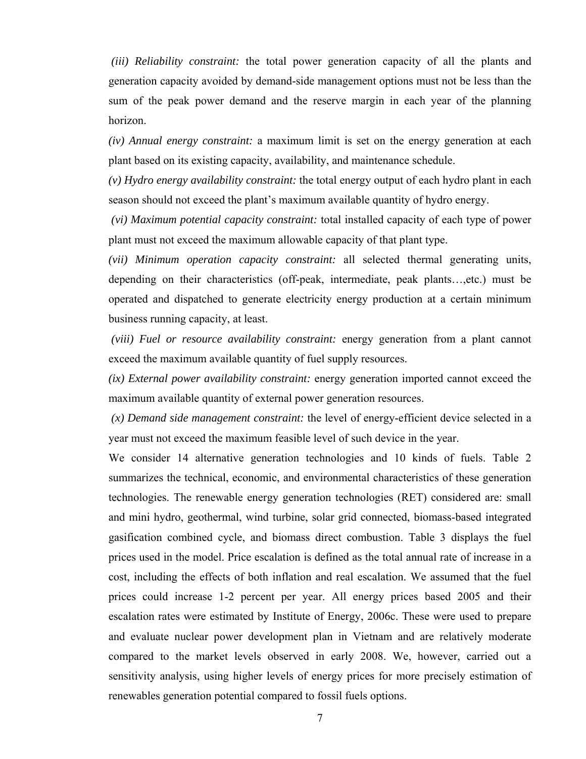*(iii) Reliability constraint:* the total power generation capacity of all the plants and generation capacity avoided by demand-side management options must not be less than the sum of the peak power demand and the reserve margin in each year of the planning horizon.

*(iv) Annual energy constraint:* a maximum limit is set on the energy generation at each plant based on its existing capacity, availability, and maintenance schedule.

*(v) Hydro energy availability constraint:* the total energy output of each hydro plant in each season should not exceed the plant's maximum available quantity of hydro energy.

*(vi) Maximum potential capacity constraint:* total installed capacity of each type of power plant must not exceed the maximum allowable capacity of that plant type.

*(vii) Minimum operation capacity constraint:* all selected thermal generating units, depending on their characteristics (off-peak, intermediate, peak plants…,etc.) must be operated and dispatched to generate electricity energy production at a certain minimum business running capacity, at least.

*(viii) Fuel or resource availability constraint:* energy generation from a plant cannot exceed the maximum available quantity of fuel supply resources.

*(ix) External power availability constraint:* energy generation imported cannot exceed the maximum available quantity of external power generation resources.

*(x) Demand side management constraint:* the level of energy-efficient device selected in a year must not exceed the maximum feasible level of such device in the year.

We consider 14 alternative generation technologies and 10 kinds of fuels. Table 2 summarizes the technical, economic, and environmental characteristics of these generation technologies. The renewable energy generation technologies (RET) considered are: small and mini hydro, geothermal, wind turbine, solar grid connected, biomass-based integrated gasification combined cycle, and biomass direct combustion. Table 3 displays the fuel prices used in the model. Price escalation is defined as the total annual rate of increase in a cost, including the effects of both inflation and real escalation. We assumed that the fuel prices could increase 1-2 percent per year. All energy prices based 2005 and their escalation rates were estimated by Institute of Energy, 2006c. These were used to prepare and evaluate nuclear power development plan in Vietnam and are relatively moderate compared to the market levels observed in early 2008. We, however, carried out a sensitivity analysis, using higher levels of energy prices for more precisely estimation of renewables generation potential compared to fossil fuels options.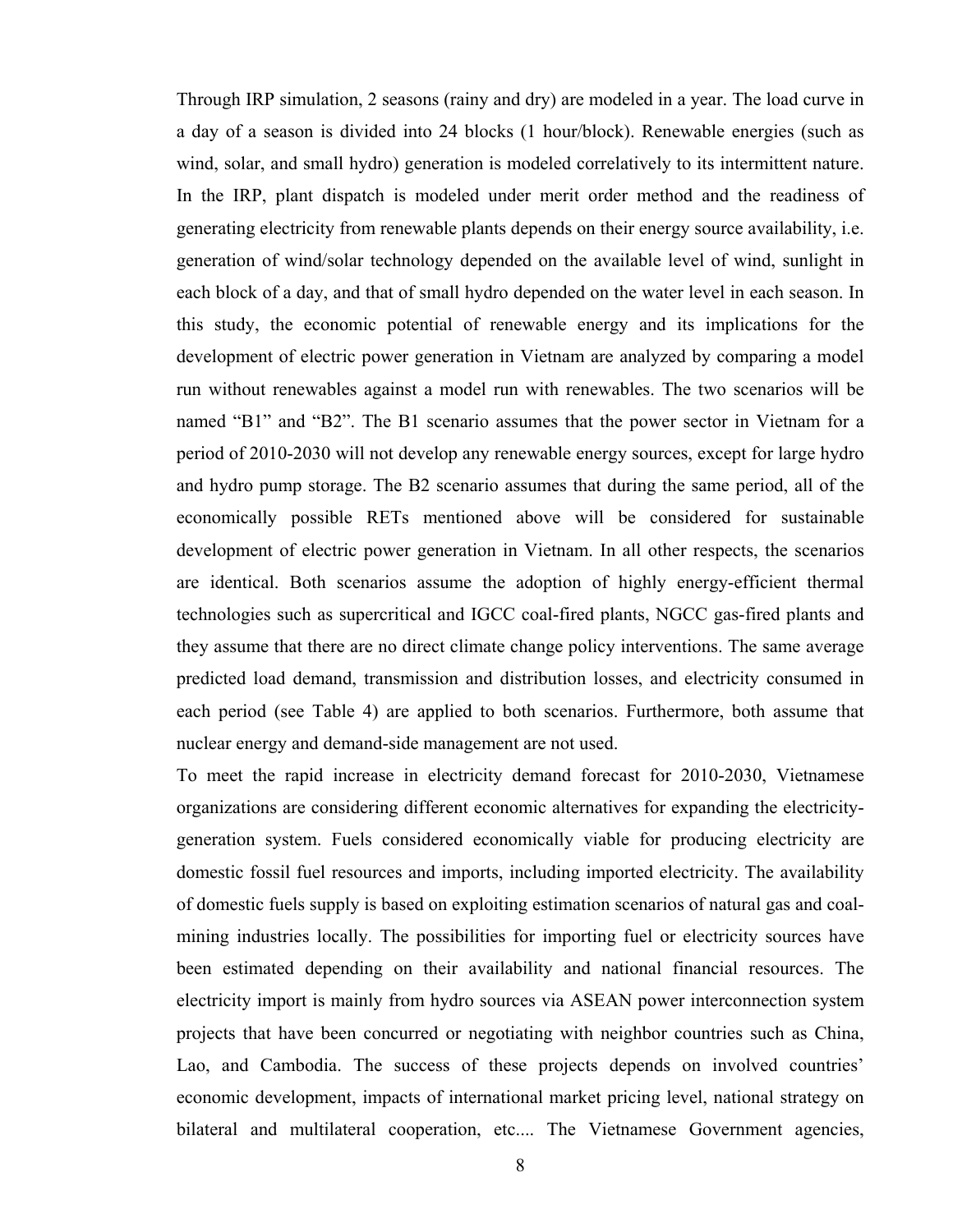Through IRP simulation, 2 seasons (rainy and dry) are modeled in a year. The load curve in a day of a season is divided into 24 blocks (1 hour/block). Renewable energies (such as wind, solar, and small hydro) generation is modeled correlatively to its intermittent nature. In the IRP, plant dispatch is modeled under merit order method and the readiness of generating electricity from renewable plants depends on their energy source availability, i.e. generation of wind/solar technology depended on the available level of wind, sunlight in each block of a day, and that of small hydro depended on the water level in each season. In this study, the economic potential of renewable energy and its implications for the development of electric power generation in Vietnam are analyzed by comparing a model run without renewables against a model run with renewables. The two scenarios will be named "B1" and "B2". The B1 scenario assumes that the power sector in Vietnam for a period of 2010-2030 will not develop any renewable energy sources, except for large hydro and hydro pump storage. The B2 scenario assumes that during the same period, all of the economically possible RETs mentioned above will be considered for sustainable development of electric power generation in Vietnam. In all other respects, the scenarios are identical. Both scenarios assume the adoption of highly energy-efficient thermal technologies such as supercritical and IGCC coal-fired plants, NGCC gas-fired plants and they assume that there are no direct climate change policy interventions. The same average predicted load demand, transmission and distribution losses, and electricity consumed in each period (see Table 4) are applied to both scenarios. Furthermore, both assume that nuclear energy and demand-side management are not used.

To meet the rapid increase in electricity demand forecast for 2010-2030, Vietnamese organizations are considering different economic alternatives for expanding the electricity-generation system. Fuels considered economically viable for producing electricity are domestic fossil fuel resources and imports, including imported electricity. The availability of domestic fuels supply is based on exploiting estimation scenarios of natural gas and coal-mining industries locally. The possibilities for importing fuel or electricity sources have been estimated depending on their availability and national financial resources. The electricity import is mainly from hydro sources via ASEAN power interconnection system projects that have been concurred or negotiating with neighbor countries such as China, Lao, and Cambodia. The success of these projects depends on involved countries' economic development, impacts of international market pricing level, national strategy on bilateral and multilateral cooperation, etc.... The Vietnamese Government agencies,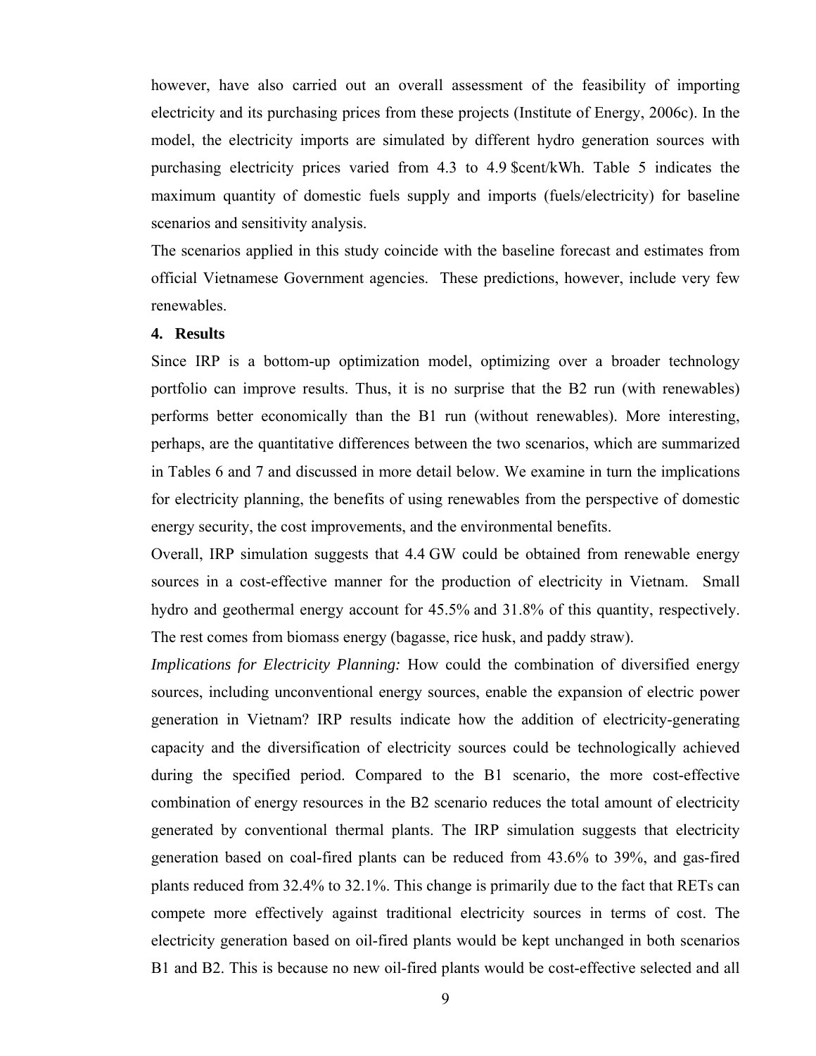however, have also carried out an overall assessment of the feasibility of importing electricity and its purchasing prices from these projects (Institute of Energy, 2006c). In the model, the electricity imports are simulated by different hydro generation sources with purchasing electricity prices varied from 4.3 to 4.9 $cent/kWh. Table 5 indicates the maximum quantity of domestic fuels supply and imports (fuels/electricity) for baseline scenarios and sensitivity analysis.

The scenarios applied in this study coincide with the baseline forecast and estimates from official Vietnamese Government agencies. These predictions, however, include very few renewables.

## 4. Results

Since IRP is a bottom-up optimization model, optimizing over a broader technology portfolio can improve results. Thus, it is no surprise that the B2 run (with renewables) performs better economically than the B1 run (without renewables). More interesting, perhaps, are the quantitative differences between the two scenarios, which are summarized in Tables 6 and 7 and discussed in more detail below. We examine in turn the implications for electricity planning, the benefits of using renewables from the perspective of domestic energy security, the cost improvements, and the environmental benefits.

Overall, IRP simulation suggests that 4.4 GW could be obtained from renewable energy sources in a cost-effective manner for the production of electricity in Vietnam. Small hydro and geothermal energy account for 45.5% and 31.8% of this quantity, respectively. The rest comes from biomass energy (bagasse, rice husk, and paddy straw).

*Implications for Electricity Planning:* How could the combination of diversified energy sources, including unconventional energy sources, enable the expansion of electric power generation in Vietnam? IRP results indicate how the addition of electricity-generating capacity and the diversification of electricity sources could be technologically achieved during the specified period. Compared to the B1 scenario, the more cost-effective combination of energy resources in the B2 scenario reduces the total amount of electricity generated by conventional thermal plants. The IRP simulation suggests that electricity generation based on coal-fired plants can be reduced from 43.6% to 39%, and gas-fired plants reduced from 32.4% to 32.1%. This change is primarily due to the fact that RETs can compete more effectively against traditional electricity sources in terms of cost. The electricity generation based on oil-fired plants would be kept unchanged in both scenarios B1 and B2. This is because no new oil-fired plants would be cost-effective selected and all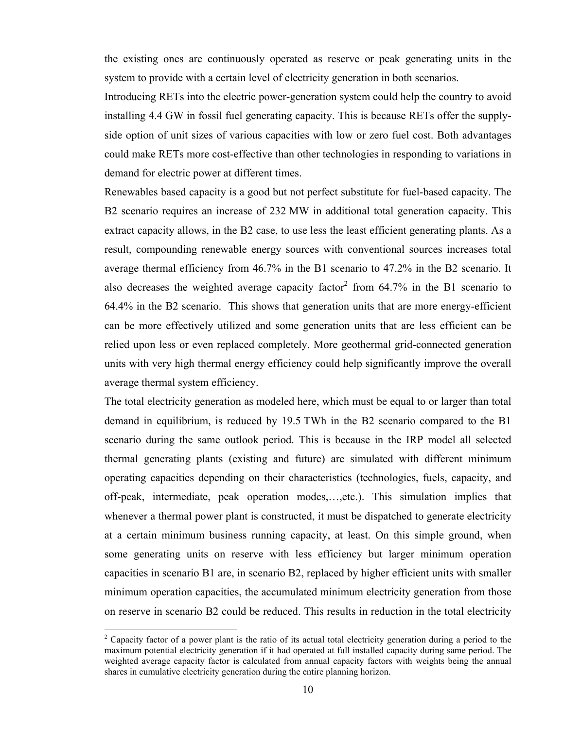the existing ones are continuously operated as reserve or peak generating units in the system to provide with a certain level of electricity generation in both scenarios.

Introducing RETs into the electric power-generation system could help the country to avoid installing 4.4 GW in fossil fuel generating capacity. This is because RETs offer the supply-side option of unit sizes of various capacities with low or zero fuel cost. Both advantages could make RETs more cost-effective than other technologies in responding to variations in demand for electric power at different times.

Renewables based capacity is a good but not perfect substitute for fuel-based capacity. The B2 scenario requires an increase of 232 MW in additional total generation capacity. This extract capacity allows, in the B2 case, to use less the least efficient generating plants. As a result, compounding renewable energy sources with conventional sources increases total average thermal efficiency from 46.7% in the B1 scenario to 47.2% in the B2 scenario. It also decreases the weighted average capacity factor[2] from 64.7% in the B1 scenario to 64.4% in the B2 scenario. This shows that generation units that are more energy-efficient can be more effectively utilized and some generation units that are less efficient can be relied upon less or even replaced completely. More geothermal grid-connected generation units with very high thermal energy efficiency could help significantly improve the overall average thermal system efficiency.

The total electricity generation as modeled here, which must be equal to or larger than total demand in equilibrium, is reduced by 19.5 TWh in the B2 scenario compared to the B1 scenario during the same outlook period. This is because in the IRP model all selected thermal generating plants (existing and future) are simulated with different minimum operating capacities depending on their characteristics (technologies, fuels, capacity, and off-peak, intermediate, peak operation modes,…,etc.). This simulation implies that whenever a thermal power plant is constructed, it must be dispatched to generate electricity at a certain minimum business running capacity, at least. On this simple ground, when some generating units on reserve with less efficiency but larger minimum operation capacities in scenario B1 are, in scenario B2, replaced by higher efficient units with smaller minimum operation capacities, the accumulated minimum electricity generation from those on reserve in scenario B2 could be reduced. This results in reduction in the total electricity

[2] Capacity factor of a power plant is the ratio of its actual total electricity generation during a period to the maximum potential electricity generation if it had operated at full installed capacity during same period. The weighted average capacity factor is calculated from annual capacity factors with weights being the annual shares in cumulative electricity generation during the entire planning horizon.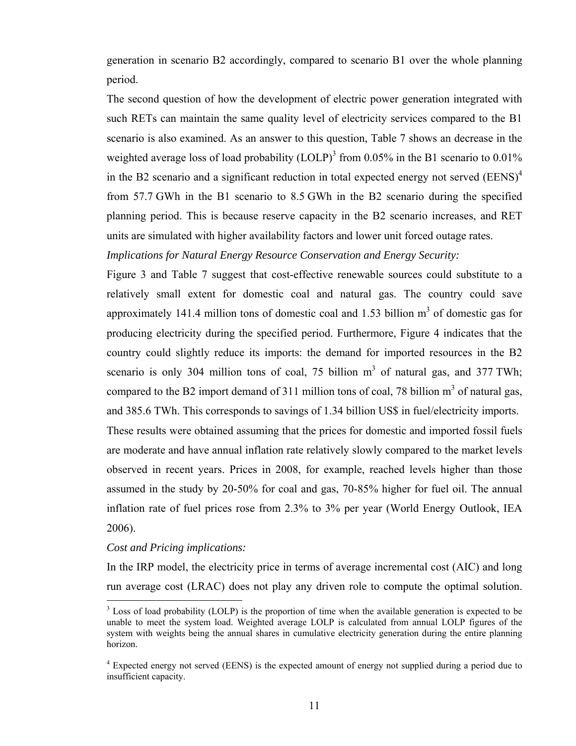generation in scenario B2 accordingly, compared to scenario B1 over the whole planning period.

The second question of how the development of electric power generation integrated with such RETs can maintain the same quality level of electricity services compared to the B1 scenario is also examined. As an answer to this question, Table 7 shows an decrease in the weighted average loss of load probability (LOLP)[3] from 0.05% in the B1 scenario to 0.01% in the B2 scenario and a significant reduction in total expected energy not served (EENS)[4] from 57.7 GWh in the B1 scenario to 8.5 GWh in the B2 scenario during the specified planning period. This is because reserve capacity in the B2 scenario increases, and RET units are simulated with higher availability factors and lower unit forced outage rates.

*Implications for Natural Energy Resource Conservation and Energy Security:*

Figure 3 and Table 7 suggest that cost-effective renewable sources could substitute to a relatively small extent for domestic coal and natural gas. The country could save approximately 141.4 million tons of domestic coal and 1.53 billion $m^3$ of domestic gas for producing electricity during the specified period. Furthermore, Figure 4 indicates that the country could slightly reduce its imports: the demand for imported resources in the B2 scenario is only 304 million tons of coal, 75 billion $m^3$ of natural gas, and 377 TWh; compared to the B2 import demand of 311 million tons of coal, 78 billion $m^3$ of natural gas, and 385.6 TWh. This corresponds to savings of 1.34 billion US$ in fuel/electricity imports.

These results were obtained assuming that the prices for domestic and imported fossil fuels are moderate and have annual inflation rate relatively slowly compared to the market levels observed in recent years. Prices in 2008, for example, reached levels higher than those assumed in the study by 20-50% for coal and gas, 70-85% higher for fuel oil. The annual inflation rate of fuel prices rose from 2.3% to 3% per year (World Energy Outlook, IEA 2006).

*Cost and Pricing implications:*

In the IRP model, the electricity price in terms of average incremental cost (AIC) and long run average cost (LRAC) does not play any driven role to compute the optimal solution.

[3] Loss of load probability (LOLP) is the proportion of time when the available generation is expected to be unable to meet the system load. Weighted average LOLP is calculated from annual LOLP figures of the system with weights being the annual shares in cumulative electricity generation during the entire planning horizon.

[4] Expected energy not served (EENS) is the expected amount of energy not supplied during a period due to insufficient capacity.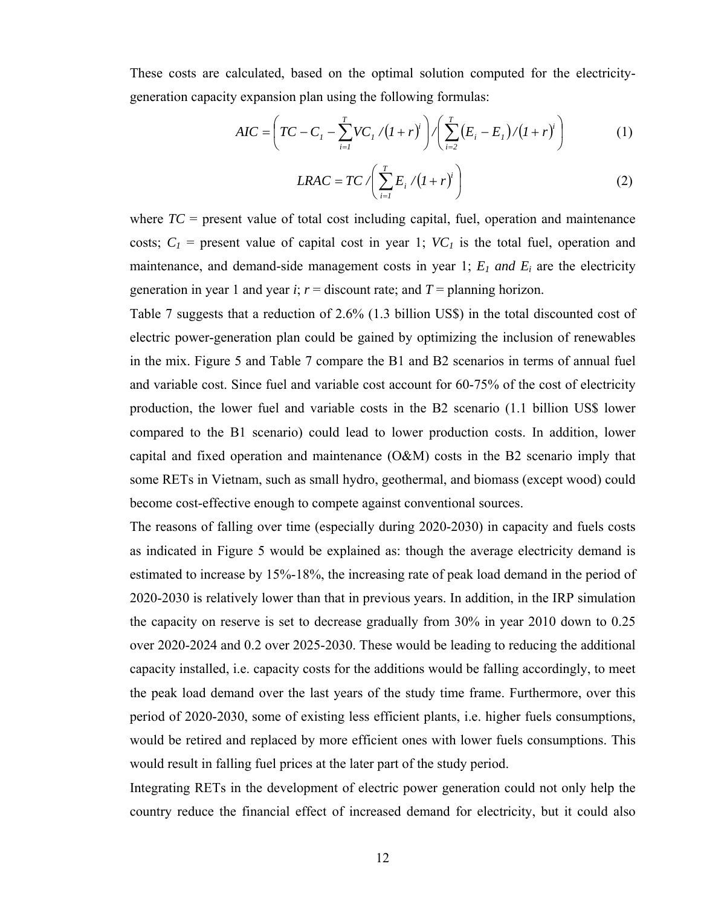These costs are calculated, based on the optimal solution computed for the electricity-generation capacity expansion plan using the following formulas:

$$AIC = \left( TC - C_1 - \sum_{i=1}^{T} VC_1 / (1+r)^i \right) / \left( \sum_{i=2}^{T} (E_i - E_1) / (1+r)^i \right) \qquad (1)$$

$$LRAC = TC / \left( \sum_{i=1}^{T} E_i / (1+r)^i \right) \qquad (2)$$

where $TC$ = present value of total cost including capital, fuel, operation and maintenance costs; $C_1$ = present value of capital cost in year 1; $VC_1$ is the total fuel, operation and maintenance, and demand-side management costs in year 1; $E_1$ *and* $E_i$ are the electricity generation in year 1 and year $i$; $r$ = discount rate; and $T$ = planning horizon.

Table 7 suggests that a reduction of 2.6% (1.3 billion US$) in the total discounted cost of electric power-generation plan could be gained by optimizing the inclusion of renewables in the mix. Figure 5 and Table 7 compare the B1 and B2 scenarios in terms of annual fuel and variable cost. Since fuel and variable cost account for 60-75% of the cost of electricity production, the lower fuel and variable costs in the B2 scenario (1.1 billion US$ lower compared to the B1 scenario) could lead to lower production costs. In addition, lower capital and fixed operation and maintenance (O&M) costs in the B2 scenario imply that some RETs in Vietnam, such as small hydro, geothermal, and biomass (except wood) could become cost-effective enough to compete against conventional sources.

The reasons of falling over time (especially during 2020-2030) in capacity and fuels costs as indicated in Figure 5 would be explained as: though the average electricity demand is estimated to increase by 15%-18%, the increasing rate of peak load demand in the period of 2020-2030 is relatively lower than that in previous years. In addition, in the IRP simulation the capacity on reserve is set to decrease gradually from 30% in year 2010 down to 0.25 over 2020-2024 and 0.2 over 2025-2030. These would be leading to reducing the additional capacity installed, i.e. capacity costs for the additions would be falling accordingly, to meet the peak load demand over the last years of the study time frame. Furthermore, over this period of 2020-2030, some of existing less efficient plants, i.e. higher fuels consumptions, would be retired and replaced by more efficient ones with lower fuels consumptions. This would result in falling fuel prices at the later part of the study period.

Integrating RETs in the development of electric power generation could not only help the country reduce the financial effect of increased demand for electricity, but it could also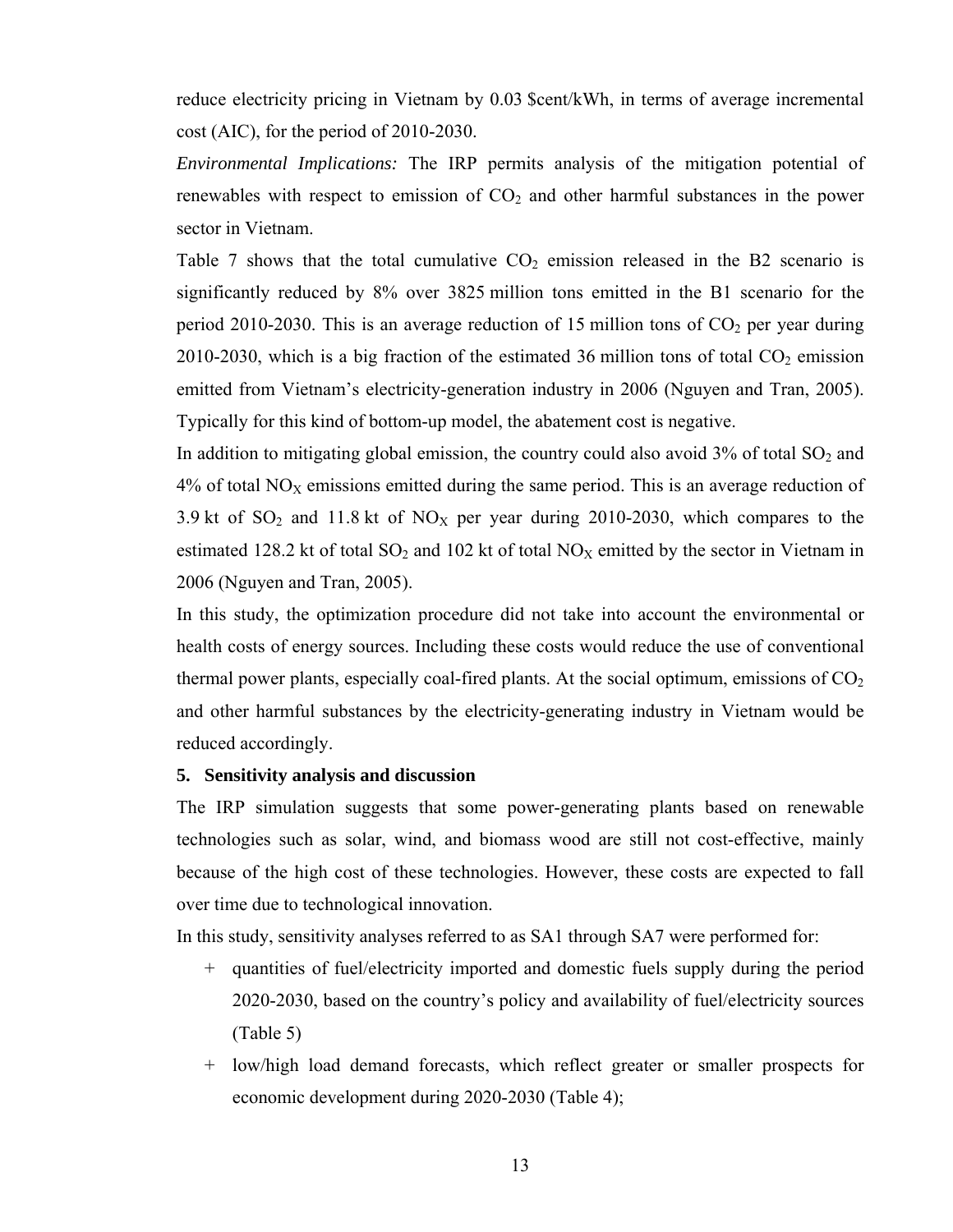reduce electricity pricing in Vietnam by 0.03 $cent/kWh, in terms of average incremental cost (AIC), for the period of 2010-2030.

*Environmental Implications:* The IRP permits analysis of the mitigation potential of renewables with respect to emission of $CO_2$ and other harmful substances in the power sector in Vietnam.

Table 7 shows that the total cumulative $CO_2$ emission released in the B2 scenario is significantly reduced by 8% over 3825 million tons emitted in the B1 scenario for the period 2010-2030. This is an average reduction of 15 million tons of $CO_2$ per year during 2010-2030, which is a big fraction of the estimated 36 million tons of total $CO_2$ emission emitted from Vietnam's electricity-generation industry in 2006 (Nguyen and Tran, 2005). Typically for this kind of bottom-up model, the abatement cost is negative.

In addition to mitigating global emission, the country could also avoid 3% of total $SO_2$ and 4% of total $NO_X$ emissions emitted during the same period. This is an average reduction of 3.9 kt of $SO_2$ and 11.8 kt of $NO_X$ per year during 2010-2030, which compares to the estimated 128.2 kt of total $SO_2$ and 102 kt of total $NO_X$ emitted by the sector in Vietnam in 2006 (Nguyen and Tran, 2005).

In this study, the optimization procedure did not take into account the environmental or health costs of energy sources. Including these costs would reduce the use of conventional thermal power plants, especially coal-fired plants. At the social optimum, emissions of $CO_2$ and other harmful substances by the electricity-generating industry in Vietnam would be reduced accordingly.

## 5. Sensitivity analysis and discussion

The IRP simulation suggests that some power-generating plants based on renewable technologies such as solar, wind, and biomass wood are still not cost-effective, mainly because of the high cost of these technologies. However, these costs are expected to fall over time due to technological innovation.

In this study, sensitivity analyses referred to as SA1 through SA7 were performed for:

+ quantities of fuel/electricity imported and domestic fuels supply during the period 2020-2030, based on the country's policy and availability of fuel/electricity sources (Table 5)
+ low/high load demand forecasts, which reflect greater or smaller prospects for economic development during 2020-2030 (Table 4);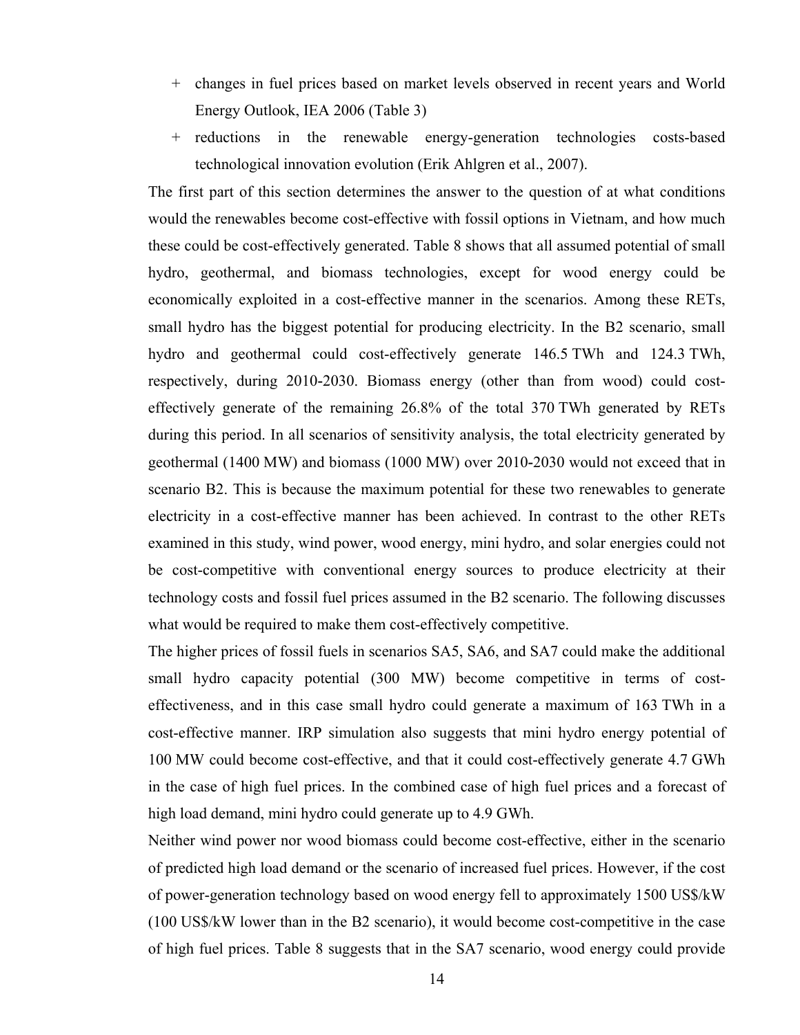- + changes in fuel prices based on market levels observed in recent years and World Energy Outlook, IEA 2006 (Table 3)
- + reductions in the renewable energy-generation technologies costs-based technological innovation evolution (Erik Ahlgren et al., 2007).

The first part of this section determines the answer to the question of at what conditions would the renewables become cost-effective with fossil options in Vietnam, and how much these could be cost-effectively generated. Table 8 shows that all assumed potential of small hydro, geothermal, and biomass technologies, except for wood energy could be economically exploited in a cost-effective manner in the scenarios. Among these RETs, small hydro has the biggest potential for producing electricity. In the B2 scenario, small hydro and geothermal could cost-effectively generate 146.5 TWh and 124.3 TWh, respectively, during 2010-2030. Biomass energy (other than from wood) could cost-effectively generate of the remaining 26.8% of the total 370 TWh generated by RETs during this period. In all scenarios of sensitivity analysis, the total electricity generated by geothermal (1400 MW) and biomass (1000 MW) over 2010-2030 would not exceed that in scenario B2. This is because the maximum potential for these two renewables to generate electricity in a cost-effective manner has been achieved. In contrast to the other RETs examined in this study, wind power, wood energy, mini hydro, and solar energies could not be cost-competitive with conventional energy sources to produce electricity at their technology costs and fossil fuel prices assumed in the B2 scenario. The following discusses what would be required to make them cost-effectively competitive.

The higher prices of fossil fuels in scenarios SA5, SA6, and SA7 could make the additional small hydro capacity potential (300 MW) become competitive in terms of cost-effectiveness, and in this case small hydro could generate a maximum of 163 TWh in a cost-effective manner. IRP simulation also suggests that mini hydro energy potential of 100 MW could become cost-effective, and that it could cost-effectively generate 4.7 GWh in the case of high fuel prices. In the combined case of high fuel prices and a forecast of high load demand, mini hydro could generate up to 4.9 GWh.

Neither wind power nor wood biomass could become cost-effective, either in the scenario of predicted high load demand or the scenario of increased fuel prices. However, if the cost of power-generation technology based on wood energy fell to approximately 1500 US$/kW (100 US$/kW lower than in the B2 scenario), it would become cost-competitive in the case of high fuel prices. Table 8 suggests that in the SA7 scenario, wood energy could provide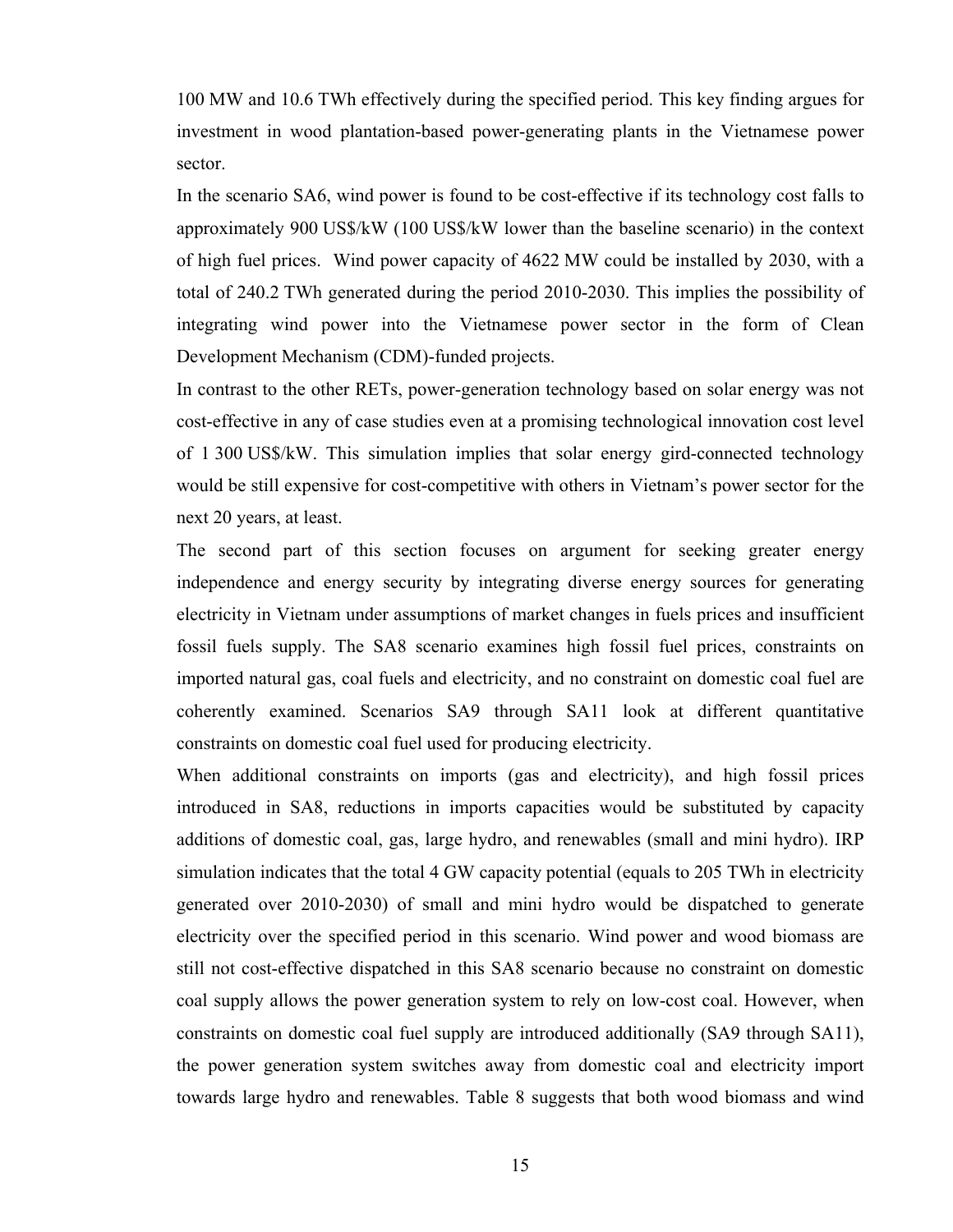100 MW and 10.6 TWh effectively during the specified period. This key finding argues for investment in wood plantation-based power-generating plants in the Vietnamese power sector.

In the scenario SA6, wind power is found to be cost-effective if its technology cost falls to approximately 900 US$/kW (100 US$/kW lower than the baseline scenario) in the context of high fuel prices. Wind power capacity of 4622 MW could be installed by 2030, with a total of 240.2 TWh generated during the period 2010-2030. This implies the possibility of integrating wind power into the Vietnamese power sector in the form of Clean Development Mechanism (CDM)-funded projects.

In contrast to the other RETs, power-generation technology based on solar energy was not cost-effective in any of case studies even at a promising technological innovation cost level of 1 300 US$/kW. This simulation implies that solar energy gird-connected technology would be still expensive for cost-competitive with others in Vietnam's power sector for the next 20 years, at least.

The second part of this section focuses on argument for seeking greater energy independence and energy security by integrating diverse energy sources for generating electricity in Vietnam under assumptions of market changes in fuels prices and insufficient fossil fuels supply. The SA8 scenario examines high fossil fuel prices, constraints on imported natural gas, coal fuels and electricity, and no constraint on domestic coal fuel are coherently examined. Scenarios SA9 through SA11 look at different quantitative constraints on domestic coal fuel used for producing electricity.

When additional constraints on imports (gas and electricity), and high fossil prices introduced in SA8, reductions in imports capacities would be substituted by capacity additions of domestic coal, gas, large hydro, and renewables (small and mini hydro). IRP simulation indicates that the total 4 GW capacity potential (equals to 205 TWh in electricity generated over 2010-2030) of small and mini hydro would be dispatched to generate electricity over the specified period in this scenario. Wind power and wood biomass are still not cost-effective dispatched in this SA8 scenario because no constraint on domestic coal supply allows the power generation system to rely on low-cost coal. However, when constraints on domestic coal fuel supply are introduced additionally (SA9 through SA11), the power generation system switches away from domestic coal and electricity import towards large hydro and renewables. Table 8 suggests that both wood biomass and wind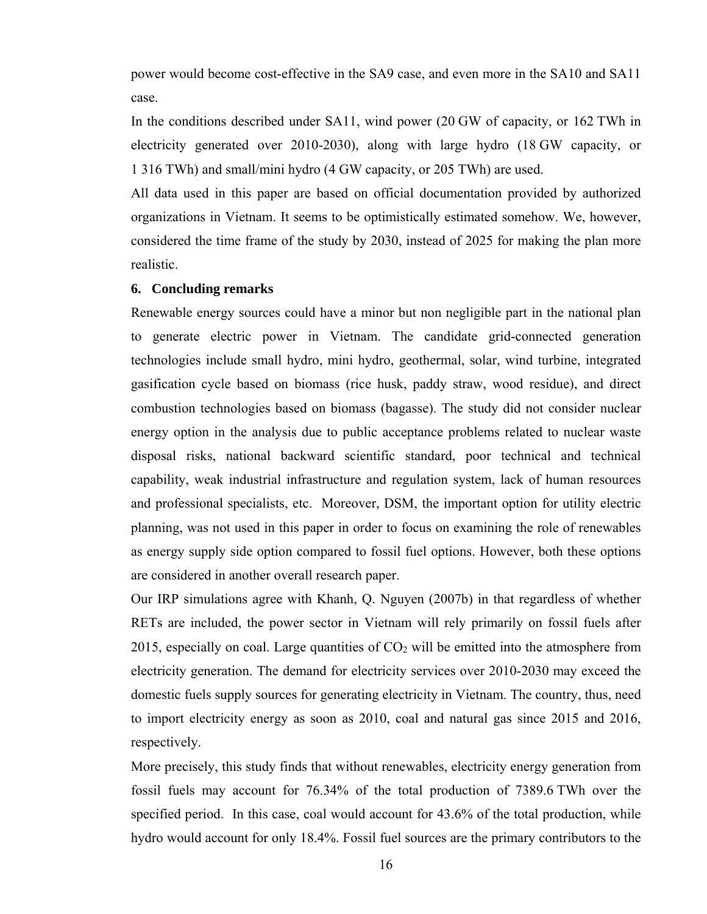power would become cost-effective in the SA9 case, and even more in the SA10 and SA11 case.

In the conditions described under SA11, wind power (20 GW of capacity, or 162 TWh in electricity generated over 2010-2030), along with large hydro (18 GW capacity, or 1 316 TWh) and small/mini hydro (4 GW capacity, or 205 TWh) are used.

All data used in this paper are based on official documentation provided by authorized organizations in Vietnam. It seems to be optimistically estimated somehow. We, however, considered the time frame of the study by 2030, instead of 2025 for making the plan more realistic.

## 6. Concluding remarks

Renewable energy sources could have a minor but non negligible part in the national plan to generate electric power in Vietnam. The candidate grid-connected generation technologies include small hydro, mini hydro, geothermal, solar, wind turbine, integrated gasification cycle based on biomass (rice husk, paddy straw, wood residue), and direct combustion technologies based on biomass (bagasse). The study did not consider nuclear energy option in the analysis due to public acceptance problems related to nuclear waste disposal risks, national backward scientific standard, poor technical and technical capability, weak industrial infrastructure and regulation system, lack of human resources and professional specialists, etc. Moreover, DSM, the important option for utility electric planning, was not used in this paper in order to focus on examining the role of renewables as energy supply side option compared to fossil fuel options. However, both these options are considered in another overall research paper.

Our IRP simulations agree with Khanh, Q. Nguyen (2007b) in that regardless of whether RETs are included, the power sector in Vietnam will rely primarily on fossil fuels after 2015, especially on coal. Large quantities of $CO_2$ will be emitted into the atmosphere from electricity generation. The demand for electricity services over 2010-2030 may exceed the domestic fuels supply sources for generating electricity in Vietnam. The country, thus, need to import electricity energy as soon as 2010, coal and natural gas since 2015 and 2016, respectively.

More precisely, this study finds that without renewables, electricity energy generation from fossil fuels may account for 76.34% of the total production of 7389.6 TWh over the specified period. In this case, coal would account for 43.6% of the total production, while hydro would account for only 18.4%. Fossil fuel sources are the primary contributors to the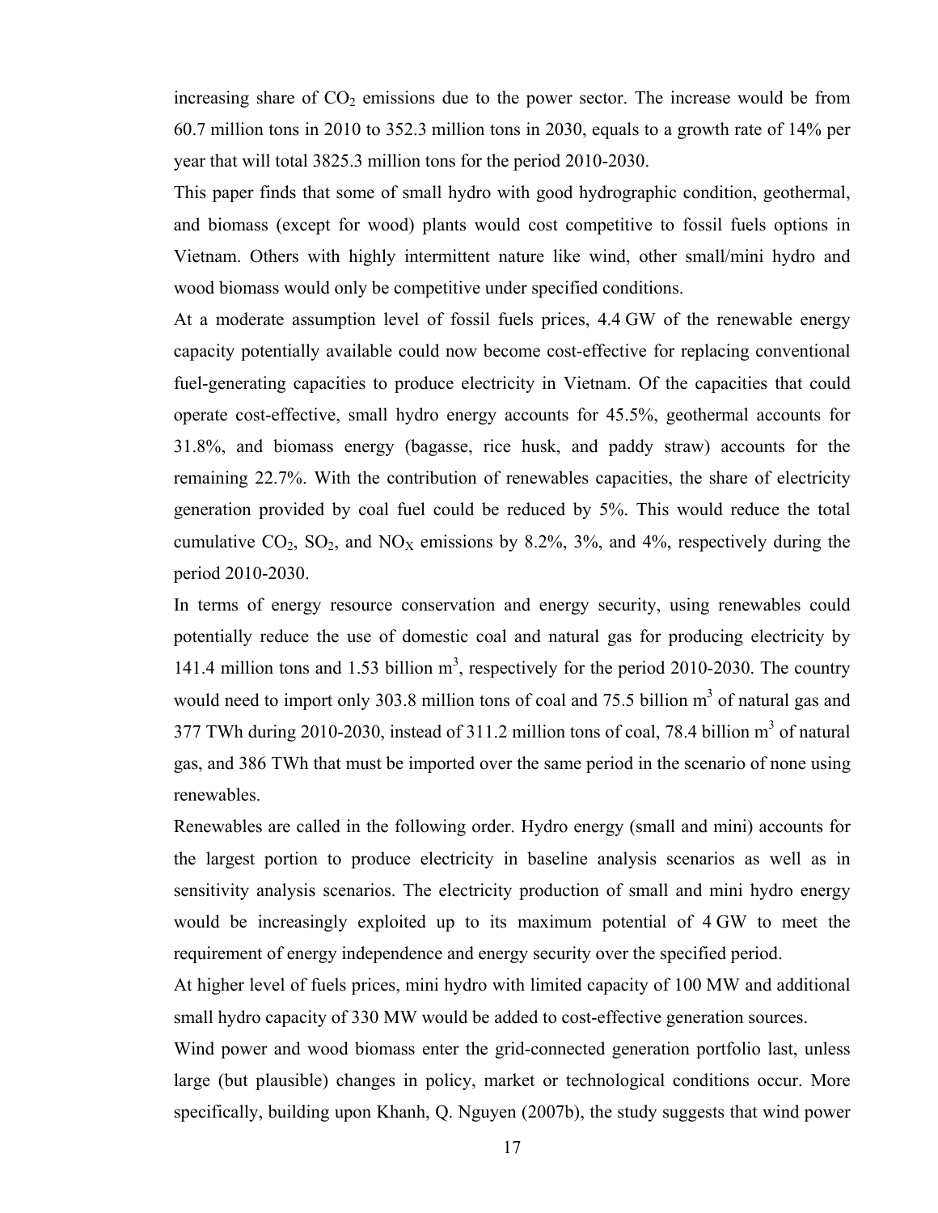increasing share of $CO_2$ emissions due to the power sector. The increase would be from 60.7 million tons in 2010 to 352.3 million tons in 2030, equals to a growth rate of 14% per year that will total 3825.3 million tons for the period 2010-2030.

This paper finds that some of small hydro with good hydrographic condition, geothermal, and biomass (except for wood) plants would cost competitive to fossil fuels options in Vietnam. Others with highly intermittent nature like wind, other small/mini hydro and wood biomass would only be competitive under specified conditions.

At a moderate assumption level of fossil fuels prices, 4.4 GW of the renewable energy capacity potentially available could now become cost-effective for replacing conventional fuel-generating capacities to produce electricity in Vietnam. Of the capacities that could operate cost-effective, small hydro energy accounts for 45.5%, geothermal accounts for 31.8%, and biomass energy (bagasse, rice husk, and paddy straw) accounts for the remaining 22.7%. With the contribution of renewables capacities, the share of electricity generation provided by coal fuel could be reduced by 5%. This would reduce the total cumulative $CO_2$, $SO_2$, and $NO_X$ emissions by 8.2%, 3%, and 4%, respectively during the period 2010-2030.

In terms of energy resource conservation and energy security, using renewables could potentially reduce the use of domestic coal and natural gas for producing electricity by 141.4 million tons and 1.53 billion $m^3$, respectively for the period 2010-2030. The country would need to import only 303.8 million tons of coal and 75.5 billion $m^3$ of natural gas and 377 TWh during 2010-2030, instead of 311.2 million tons of coal, 78.4 billion $m^3$ of natural gas, and 386 TWh that must be imported over the same period in the scenario of none using renewables.

Renewables are called in the following order. Hydro energy (small and mini) accounts for the largest portion to produce electricity in baseline analysis scenarios as well as in sensitivity analysis scenarios. The electricity production of small and mini hydro energy would be increasingly exploited up to its maximum potential of 4 GW to meet the requirement of energy independence and energy security over the specified period.

At higher level of fuels prices, mini hydro with limited capacity of 100 MW and additional small hydro capacity of 330 MW would be added to cost-effective generation sources.

Wind power and wood biomass enter the grid-connected generation portfolio last, unless large (but plausible) changes in policy, market or technological conditions occur. More specifically, building upon Khanh, Q. Nguyen (2007b), the study suggests that wind power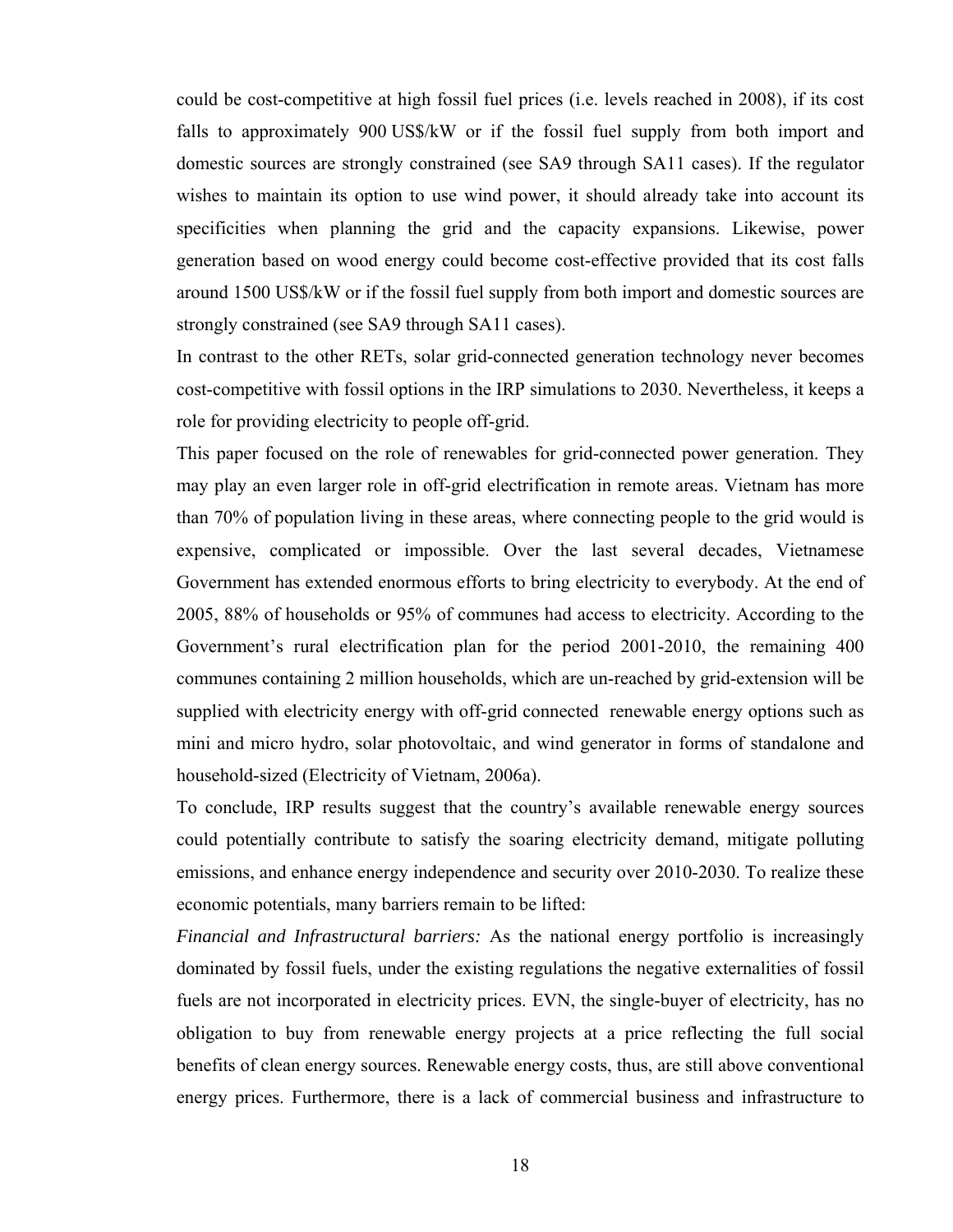could be cost-competitive at high fossil fuel prices (i.e. levels reached in 2008), if its cost falls to approximately 900 US$/kW or if the fossil fuel supply from both import and domestic sources are strongly constrained (see SA9 through SA11 cases). If the regulator wishes to maintain its option to use wind power, it should already take into account its specificities when planning the grid and the capacity expansions. Likewise, power generation based on wood energy could become cost-effective provided that its cost falls around 1500 US$/kW or if the fossil fuel supply from both import and domestic sources are strongly constrained (see SA9 through SA11 cases).

In contrast to the other RETs, solar grid-connected generation technology never becomes cost-competitive with fossil options in the IRP simulations to 2030. Nevertheless, it keeps a role for providing electricity to people off-grid.

This paper focused on the role of renewables for grid-connected power generation. They may play an even larger role in off-grid electrification in remote areas. Vietnam has more than 70% of population living in these areas, where connecting people to the grid would is expensive, complicated or impossible. Over the last several decades, Vietnamese Government has extended enormous efforts to bring electricity to everybody. At the end of 2005, 88% of households or 95% of communes had access to electricity. According to the Government's rural electrification plan for the period 2001-2010, the remaining 400 communes containing 2 million households, which are un-reached by grid-extension will be supplied with electricity energy with off-grid connected renewable energy options such as mini and micro hydro, solar photovoltaic, and wind generator in forms of standalone and household-sized (Electricity of Vietnam, 2006a).

To conclude, IRP results suggest that the country's available renewable energy sources could potentially contribute to satisfy the soaring electricity demand, mitigate polluting emissions, and enhance energy independence and security over 2010-2030. To realize these economic potentials, many barriers remain to be lifted:

*Financial and Infrastructural barriers:* As the national energy portfolio is increasingly dominated by fossil fuels, under the existing regulations the negative externalities of fossil fuels are not incorporated in electricity prices. EVN, the single-buyer of electricity, has no obligation to buy from renewable energy projects at a price reflecting the full social benefits of clean energy sources. Renewable energy costs, thus, are still above conventional energy prices. Furthermore, there is a lack of commercial business and infrastructure to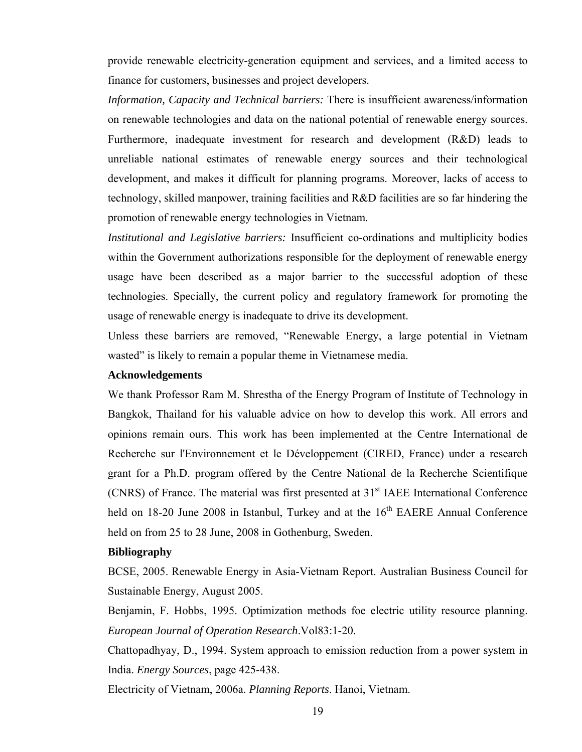provide renewable electricity-generation equipment and services, and a limited access to finance for customers, businesses and project developers.

*Information, Capacity and Technical barriers:* There is insufficient awareness/information on renewable technologies and data on the national potential of renewable energy sources. Furthermore, inadequate investment for research and development (R&D) leads to unreliable national estimates of renewable energy sources and their technological development, and makes it difficult for planning programs. Moreover, lacks of access to technology, skilled manpower, training facilities and R&D facilities are so far hindering the promotion of renewable energy technologies in Vietnam.

*Institutional and Legislative barriers:* Insufficient co-ordinations and multiplicity bodies within the Government authorizations responsible for the deployment of renewable energy usage have been described as a major barrier to the successful adoption of these technologies. Specially, the current policy and regulatory framework for promoting the usage of renewable energy is inadequate to drive its development.

Unless these barriers are removed, "Renewable Energy, a large potential in Vietnam wasted" is likely to remain a popular theme in Vietnamese media.

**Acknowledgements**

We thank Professor Ram M. Shrestha of the Energy Program of Institute of Technology in Bangkok, Thailand for his valuable advice on how to develop this work. All errors and opinions remain ours. This work has been implemented at the Centre International de Recherche sur l'Environnement et le Développement (CIRED, France) under a research grant for a Ph.D. program offered by the Centre National de la Recherche Scientifique (CNRS) of France. The material was first presented at 31st IAEE International Conference held on 18-20 June 2008 in Istanbul, Turkey and at the 16th EAERE Annual Conference held on from 25 to 28 June, 2008 in Gothenburg, Sweden.

**Bibliography**

BCSE, 2005. Renewable Energy in Asia-Vietnam Report. Australian Business Council for Sustainable Energy, August 2005.

Benjamin, F. Hobbs, 1995. Optimization methods foe electric utility resource planning. *European Journal of Operation Research*.Vol83:1-20.

Chattopadhyay, D., 1994. System approach to emission reduction from a power system in India. *Energy Sources*, page 425-438.

Electricity of Vietnam, 2006a. *Planning Reports*. Hanoi, Vietnam.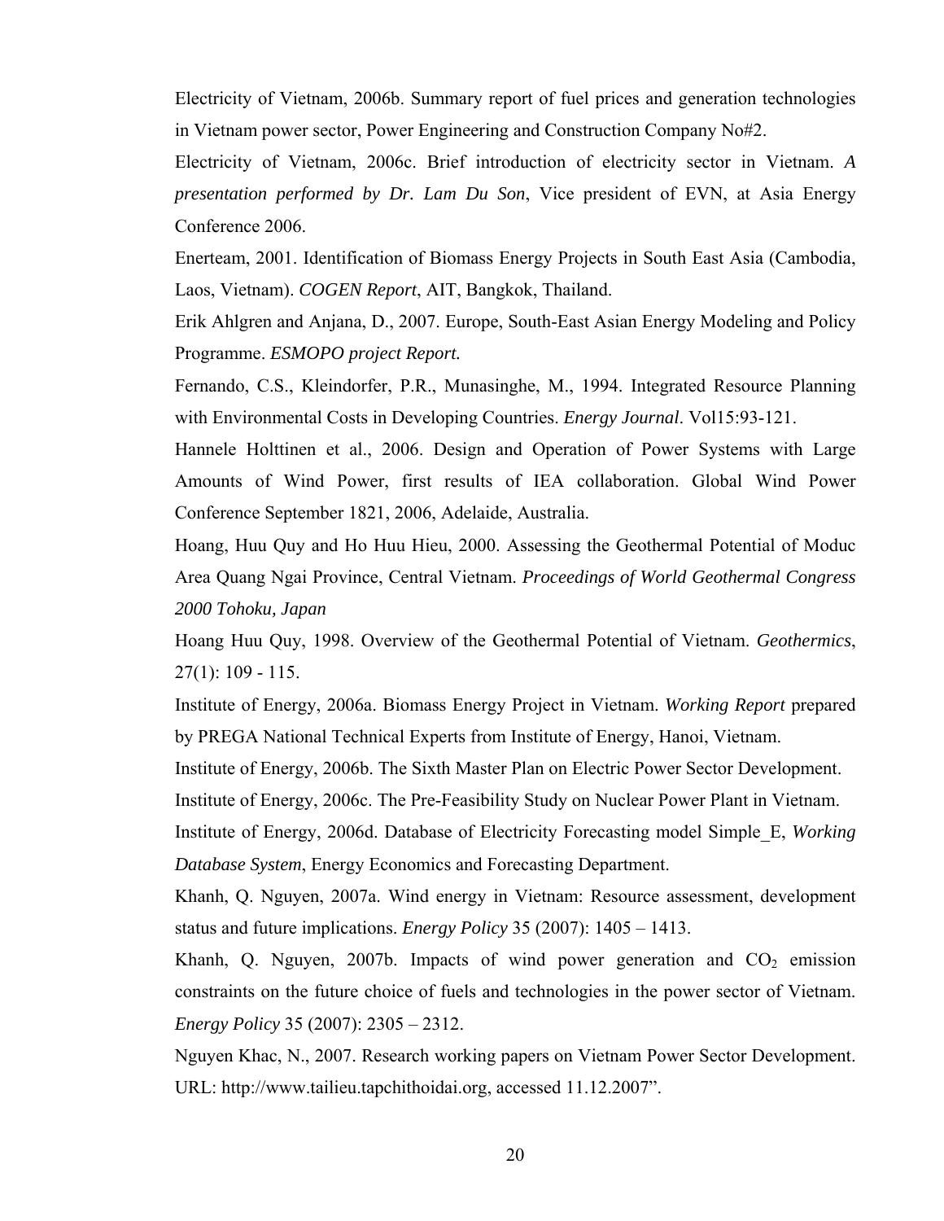Electricity of Vietnam, 2006b. Summary report of fuel prices and generation technologies in Vietnam power sector, Power Engineering and Construction Company No#2.

Electricity of Vietnam, 2006c. Brief introduction of electricity sector in Vietnam. *A presentation performed by Dr. Lam Du Son*, Vice president of EVN, at Asia Energy Conference 2006.

Enerteam, 2001. Identification of Biomass Energy Projects in South East Asia (Cambodia, Laos, Vietnam). *COGEN Report*, AIT, Bangkok, Thailand.

Erik Ahlgren and Anjana, D., 2007. Europe, South-East Asian Energy Modeling and Policy Programme. *ESMOPO project Report.*

Fernando, C.S., Kleindorfer, P.R., Munasinghe, M., 1994. Integrated Resource Planning with Environmental Costs in Developing Countries. *Energy Journal*. Vol15:93-121.

Hannele Holttinen et al., 2006. Design and Operation of Power Systems with Large Amounts of Wind Power, first results of IEA collaboration. Global Wind Power Conference September 1821, 2006, Adelaide, Australia.

Hoang, Huu Quy and Ho Huu Hieu, 2000. Assessing the Geothermal Potential of Moduc Area Quang Ngai Province, Central Vietnam. *Proceedings of World Geothermal Congress 2000 Tohoku, Japan*

Hoang Huu Quy, 1998. Overview of the Geothermal Potential of Vietnam. *Geothermics*, 27(1): 109 - 115.

Institute of Energy, 2006a. Biomass Energy Project in Vietnam. *Working Report* prepared by PREGA National Technical Experts from Institute of Energy, Hanoi, Vietnam.

Institute of Energy, 2006b. The Sixth Master Plan on Electric Power Sector Development.

Institute of Energy, 2006c. The Pre-Feasibility Study on Nuclear Power Plant in Vietnam.

Institute of Energy, 2006d. Database of Electricity Forecasting model Simple_E, *Working Database System*, Energy Economics and Forecasting Department.

Khanh, Q. Nguyen, 2007a. Wind energy in Vietnam: Resource assessment, development status and future implications. *Energy Policy* 35 (2007): 1405 – 1413.

Khanh, Q. Nguyen, 2007b. Impacts of wind power generation and $CO_2$ emission constraints on the future choice of fuels and technologies in the power sector of Vietnam. *Energy Policy* 35 (2007): 2305 – 2312.

Nguyen Khac, N., 2007. Research working papers on Vietnam Power Sector Development. URL: http://www.tailieu.tapchithoidai.org, accessed 11.12.2007".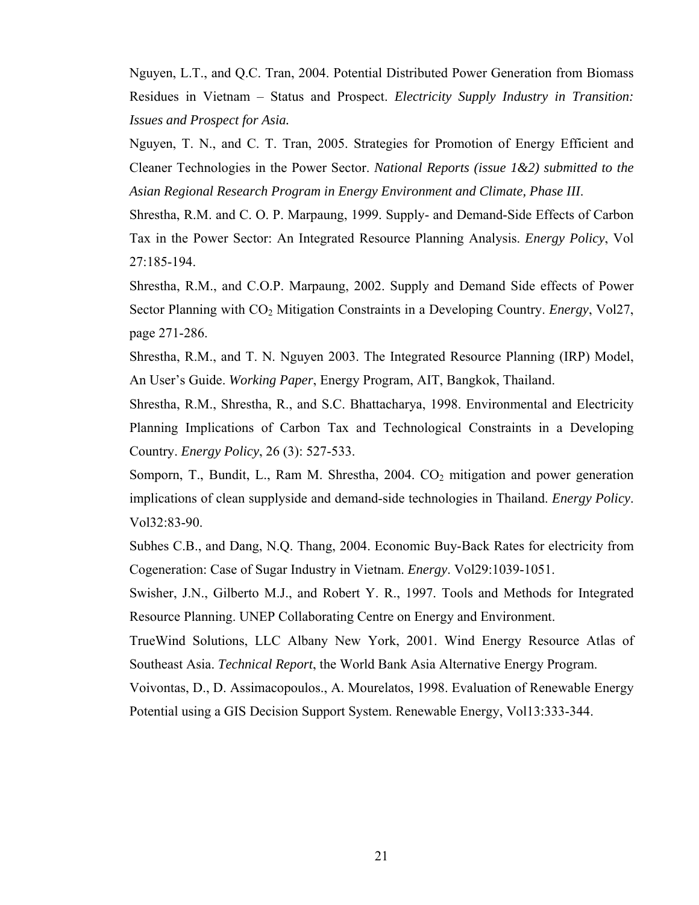Nguyen, L.T., and Q.C. Tran, 2004. Potential Distributed Power Generation from Biomass Residues in Vietnam – Status and Prospect. *Electricity Supply Industry in Transition: Issues and Prospect for Asia.*

Nguyen, T. N., and C. T. Tran, 2005. Strategies for Promotion of Energy Efficient and Cleaner Technologies in the Power Sector. *National Reports (issue 1&2) submitted to the Asian Regional Research Program in Energy Environment and Climate, Phase III*.

Shrestha, R.M. and C. O. P. Marpaung, 1999. Supply- and Demand-Side Effects of Carbon Tax in the Power Sector: An Integrated Resource Planning Analysis. *Energy Policy*, Vol 27:185-194.

Shrestha, R.M., and C.O.P. Marpaung, 2002. Supply and Demand Side effects of Power Sector Planning with $CO_2$ Mitigation Constraints in a Developing Country. *Energy*, Vol27, page 271-286.

Shrestha, R.M., and T. N. Nguyen 2003. The Integrated Resource Planning (IRP) Model, An User's Guide. *Working Paper*, Energy Program, AIT, Bangkok, Thailand.

Shrestha, R.M., Shrestha, R., and S.C. Bhattacharya, 1998. Environmental and Electricity Planning Implications of Carbon Tax and Technological Constraints in a Developing Country. *Energy Policy*, 26 (3): 527-533.

Somporn, T., Bundit, L., Ram M. Shrestha, 2004. $CO_2$ mitigation and power generation implications of clean supplyside and demand-side technologies in Thailand. *Energy Policy*. Vol32:83-90.

Subhes C.B., and Dang, N.Q. Thang, 2004. Economic Buy-Back Rates for electricity from Cogeneration: Case of Sugar Industry in Vietnam. *Energy*. Vol29:1039-1051.

Swisher, J.N., Gilberto M.J., and Robert Y. R., 1997. Tools and Methods for Integrated Resource Planning. UNEP Collaborating Centre on Energy and Environment.

TrueWind Solutions, LLC Albany New York, 2001. Wind Energy Resource Atlas of Southeast Asia. *Technical Report*, the World Bank Asia Alternative Energy Program.

Voivontas, D., D. Assimacopoulos., A. Mourelatos, 1998. Evaluation of Renewable Energy Potential using a GIS Decision Support System. Renewable Energy, Vol13:333-344.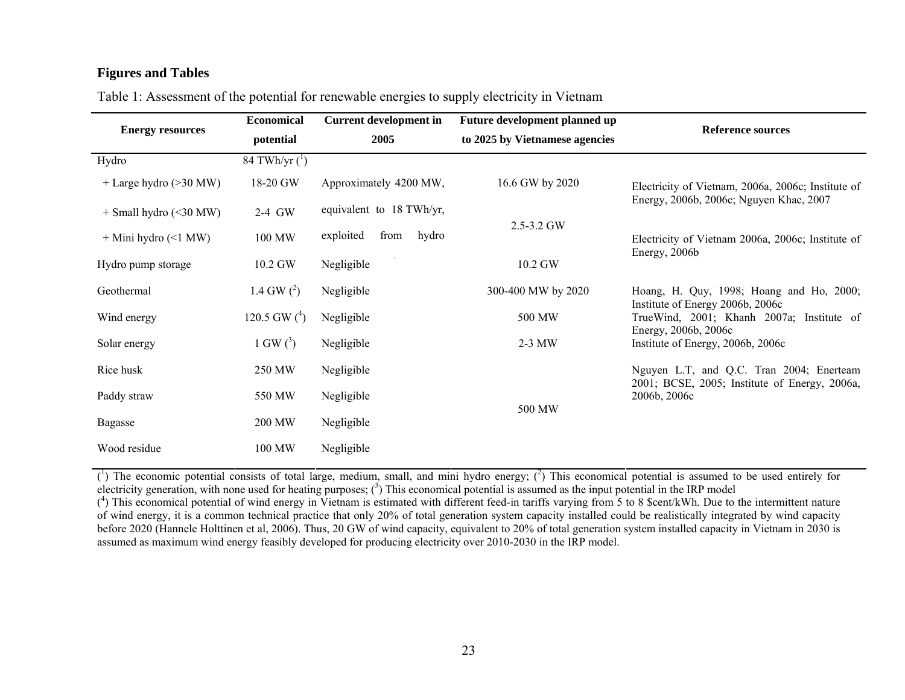## Figures and Tables

Table 1: Assessment of the potential for renewable energies to supply electricity in Vietnam

| Energy resources | Economical potential | Current development in 2005 | Future development planned up to 2025 by Vietnamese agencies | Reference sources |
|---|---|---|---|---|
| Hydro | 84 TWh/yr ([1]) | | | |
| + Large hydro (>30 MW) | 18-20 GW | Approximately 4200 MW, equivalent to 18 TWh/yr, exploited from hydro | 16.6 GW by 2020 | Electricity of Vietnam, 2006a, 2006c; Institute of Energy, 2006b, 2006c; Nguyen Khac, 2007 |
| + Small hydro (<30 MW) | 2-4 GW | | 2.5-3.2 GW | |
| + Mini hydro (<1 MW) | 100 MW | | | Electricity of Vietnam 2006a, 2006c; Institute of Energy, 2006b |
| Hydro pump storage | 10.2 GW | Negligible | 10.2 GW | |
| Geothermal | 1.4 GW ([2]) | Negligible | 300-400 MW by 2020 | Hoang, H. Quy, 1998; Hoang and Ho, 2000; Institute of Energy 2006b, 2006c |
| Wind energy | 120.5 GW ([4]) | Negligible | 500 MW | TrueWind, 2001; Khanh 2007a; Institute of Energy, 2006b, 2006c |
| Solar energy | 1 GW ([3]) | Negligible | 2-3 MW | Institute of Energy, 2006b, 2006c |
| Rice husk | 250 MW | Negligible | 500 MW | Nguyen L.T, and Q.C. Tran 2004; Enerteam 2001; BCSE, 2005; Institute of Energy, 2006a, 2006b, 2006c |
| Paddy straw | 550 MW | Negligible | | |
| Bagasse | 200 MW | Negligible | | |
| Wood residue | 100 MW | Negligible | | |

([1]) The economic potential consists of total large, medium, small, and mini hydro energy; ([2]) This economical potential is assumed to be used entirely for electricity generation, with none used for heating purposes; ([3]) This economical potential is assumed as the input potential in the IRP model

([4]) This economical potential of wind energy in Vietnam is estimated with different feed-in tariffs varying from 5 to 8 $cent/kWh. Due to the intermittent nature of wind energy, it is a common technical practice that only 20% of total generation system capacity installed could be realistically integrated by wind capacity before 2020 (Hannele Holttinen et al, 2006). Thus, 20 GW of wind capacity, equivalent to 20% of total generation system installed capacity in Vietnam in 2030 is assumed as maximum wind energy feasibly developed for producing electricity over 2010-2030 in the IRP model.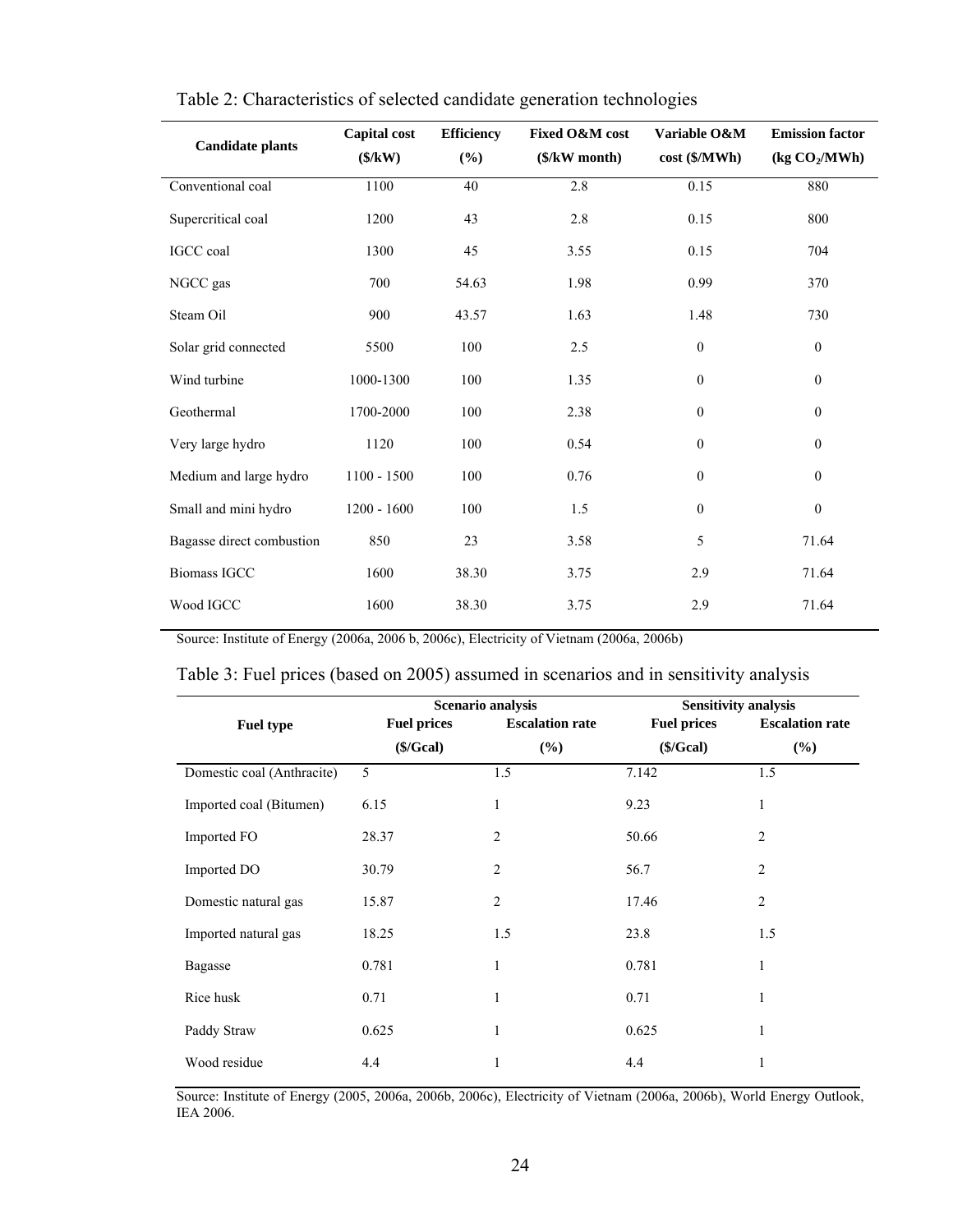Table 2: Characteristics of selected candidate generation technologies

| Candidate plants | Capital cost (\$/kW) | Efficiency (%) | Fixed O&M cost (\$/kW month) | Variable O&M cost (\$/MWh) | Emission factor (kg $CO_2$/MWh) |
|---|---|---|---|---|---|
| Conventional coal | 1100 | 40 | 2.8 | 0.15 | 880 |
| Supercritical coal | 1200 | 43 | 2.8 | 0.15 | 800 |
| IGCC coal | 1300 | 45 | 3.55 | 0.15 | 704 |
| NGCC gas | 700 | 54.63 | 1.98 | 0.99 | 370 |
| Steam Oil | 900 | 43.57 | 1.63 | 1.48 | 730 |
| Solar grid connected | 5500 | 100 | 2.5 | 0 | 0 |
| Wind turbine | 1000-1300 | 100 | 1.35 | 0 | 0 |
| Geothermal | 1700-2000 | 100 | 2.38 | 0 | 0 |
| Very large hydro | 1120 | 100 | 0.54 | 0 | 0 |
| Medium and large hydro | 1100 - 1500 | 100 | 0.76 | 0 | 0 |
| Small and mini hydro | 1200 - 1600 | 100 | 1.5 | 0 | 0 |
| Bagasse direct combustion | 850 | 23 | 3.58 | 5 | 71.64 |
| Biomass IGCC | 1600 | 38.30 | 3.75 | 2.9 | 71.64 |
| Wood IGCC | 1600 | 38.30 | 3.75 | 2.9 | 71.64 |

Source: Institute of Energy (2006a, 2006 b, 2006c), Electricity of Vietnam (2006a, 2006b)

Table 3: Fuel prices (based on 2005) assumed in scenarios and in sensitivity analysis

| Fuel type | Scenario analysis | | Sensitivity analysis | |
|---|---|---|---|---|
| | Fuel prices (\$/Gcal) | Escalation rate (%) | Fuel prices (\$/Gcal) | Escalation rate (%) |
| Domestic coal (Anthracite) | 5 | 1.5 | 7.142 | 1.5 |
| Imported coal (Bitumen) | 6.15 | 1 | 9.23 | 1 |
| Imported FO | 28.37 | 2 | 50.66 | 2 |
| Imported DO | 30.79 | 2 | 56.7 | 2 |
| Domestic natural gas | 15.87 | 2 | 17.46 | 2 |
| Imported natural gas | 18.25 | 1.5 | 23.8 | 1.5 |
| Bagasse | 0.781 | 1 | 0.781 | 1 |
| Rice husk | 0.71 | 1 | 0.71 | 1 |
| Paddy Straw | 0.625 | 1 | 0.625 | 1 |
| Wood residue | 4.4 | 1 | 4.4 | 1 |

Source: Institute of Energy (2005, 2006a, 2006b, 2006c), Electricity of Vietnam (2006a, 2006b), World Energy Outlook, IEA 2006.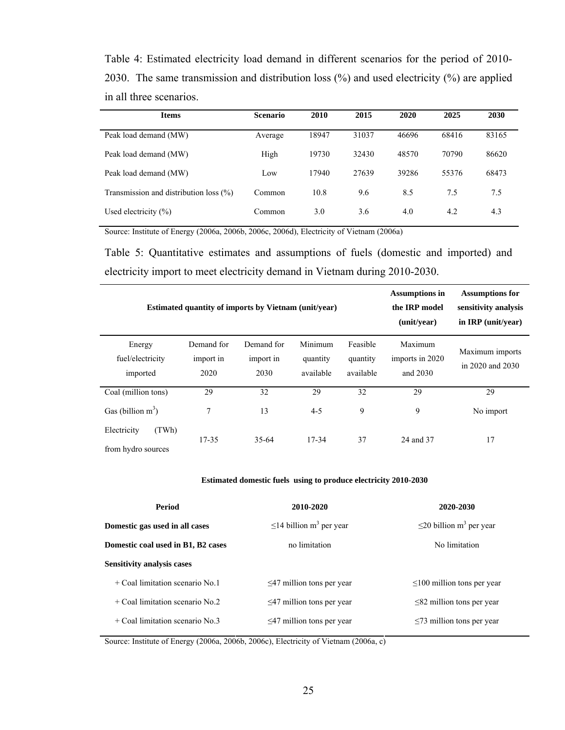Table 4: Estimated electricity load demand in different scenarios for the period of 2010-2030. The same transmission and distribution loss (%) and used electricity (%) are applied in all three scenarios.

| Items | Scenario | 2010 | 2015 | 2020 | 2025 | 2030 |
|---|---|---|---|---|---|---|
| Peak load demand (MW) | Average | 18947 | 31037 | 46696 | 68416 | 83165 |
| Peak load demand (MW) | High | 19730 | 32430 | 48570 | 70790 | 86620 |
| Peak load demand (MW) | Low | 17940 | 27639 | 39286 | 55376 | 68473 |
| Transmission and distribution loss (%) | Common | 10.8 | 9.6 | 8.5 | 7.5 | 7.5 |
| Used electricity (%) | Common | 3.0 | 3.6 | 4.0 | 4.2 | 4.3 |

Source: Institute of Energy (2006a, 2006b, 2006c, 2006d), Electricity of Vietnam (2006a)

Table 5: Quantitative estimates and assumptions of fuels (domestic and imported) and electricity import to meet electricity demand in Vietnam during 2010-2030.

| **Estimated quantity of imports by Vietnam (unit/year)** | | | | | **Assumptions in the IRP model (unit/year)** | **Assumptions for sensitivity analysis in IRP (unit/year)** |
|---|---|---|---|---|---|---|
| Energy fuel/electricity imported | Demand for import in 2020 | Demand for import in 2030 | Minimum quantity available | Feasible quantity available | Maximum imports in 2020 and 2030 | Maximum imports in 2020 and 2030 |
| Coal (million tons) | 29 | 32 | 29 | 32 | 29 | 29 |
| Gas (billion $m^3$) | 7 | 13 | 4-5 | 9 | 9 | No import |
| Electricity (TWh) from hydro sources | 17-35 | 35-64 | 17-34 | 37 | 24 and 37 | 17 |

**Estimated domestic fuels using to produce electricity 2010-2030**

| **Period** | **2010-2020** | **2020-2030** |
|---|---|---|
| **Domestic gas used in all cases** | ≤14 billion $m^3$ per year | ≤20 billion $m^3$ per year |
| **Domestic coal used in B1, B2 cases** | no limitation | No limitation |
| **Sensitivity analysis cases** | | |
| + Coal limitation scenario No.1 | ≤47 million tons per year | ≤100 million tons per year |
| + Coal limitation scenario No.2 | ≤47 million tons per year | ≤82 million tons per year |
| + Coal limitation scenario No.3 | ≤47 million tons per year | ≤73 million tons per year |

Source: Institute of Energy (2006a, 2006b, 2006c), Electricity of Vietnam (2006a, c)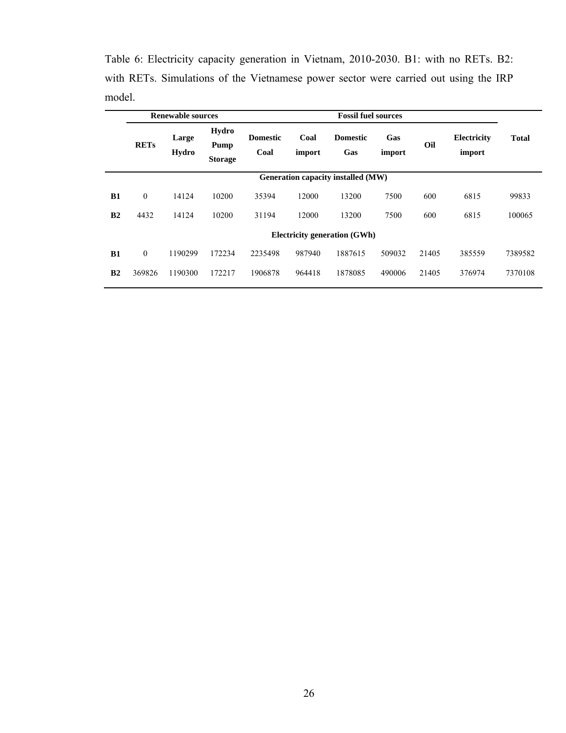Table 6: Electricity capacity generation in Vietnam, 2010-2030. B1: with no RETs. B2: with RETs. Simulations of the Vietnamese power sector were carried out using the IRP model.

| | Renewable sources | | | Fossil fuel sources | | | | | | |
|---|---|---|---|---|---|---|---|---|---|---|
| | **RETs** | **Large Hydro** | **Hydro Pump Storage** | **Domestic Coal** | **Coal import** | **Domestic Gas** | **Gas import** | **Oil** | **Electricity import** | **Total** |
| | **Generation capacity installed (MW)** | | | | | | | | | |
| **B1** | 0 | 14124 | 10200 | 35394 | 12000 | 13200 | 7500 | 600 | 6815 | 99833 |
| **B2** | 4432 | 14124 | 10200 | 31194 | 12000 | 13200 | 7500 | 600 | 6815 | 100065 |
| | **Electricity generation (GWh)** | | | | | | | | | |
| **B1** | 0 | 1190299 | 172234 | 2235498 | 987940 | 1887615 | 509032 | 21405 | 385559 | 7389582 |
| **B2** | 369826 | 1190300 | 172217 | 1906878 | 964418 | 1878085 | 490006 | 21405 | 376974 | 7370108 |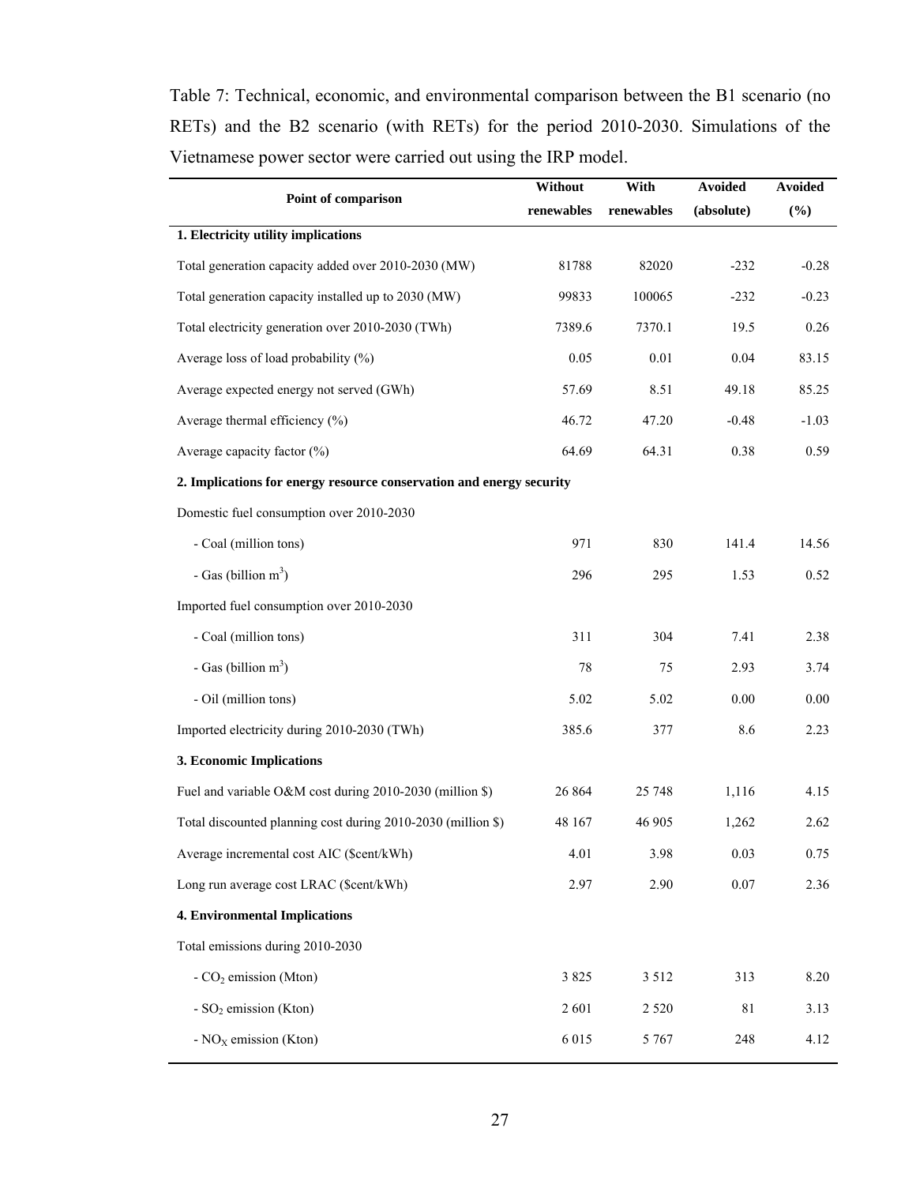Table 7: Technical, economic, and environmental comparison between the B1 scenario (no RETs) and the B2 scenario (with RETs) for the period 2010-2030. Simulations of the Vietnamese power sector were carried out using the IRP model.

| Point of comparison | Without renewables | With renewables | Avoided (absolute) | Avoided (%) |
|---|---|---|---|---|
| **1. Electricity utility implications** | | | | |
| Total generation capacity added over 2010-2030 (MW) | 81788 | 82020 | -232 | -0.28 |
| Total generation capacity installed up to 2030 (MW) | 99833 | 100065 | -232 | -0.23 |
| Total electricity generation over 2010-2030 (TWh) | 7389.6 | 7370.1 | 19.5 | 0.26 |
| Average loss of load probability (%) | 0.05 | 0.01 | 0.04 | 83.15 |
| Average expected energy not served (GWh) | 57.69 | 8.51 | 49.18 | 85.25 |
| Average thermal efficiency (%) | 46.72 | 47.20 | -0.48 | -1.03 |
| Average capacity factor (%) | 64.69 | 64.31 | 0.38 | 0.59 |
| **2. Implications for energy resource conservation and energy security** | | | | |
| Domestic fuel consumption over 2010-2030 | | | | |
| - Coal (million tons) | 971 | 830 | 141.4 | 14.56 |
| - Gas (billion $m^3$) | 296 | 295 | 1.53 | 0.52 |
| Imported fuel consumption over 2010-2030 | | | | |
| - Coal (million tons) | 311 | 304 | 7.41 | 2.38 |
| - Gas (billion $m^3$) | 78 | 75 | 2.93 | 3.74 |
| - Oil (million tons) | 5.02 | 5.02 | 0.00 | 0.00 |
| Imported electricity during 2010-2030 (TWh) | 385.6 | 377 | 8.6 | 2.23 |
| **3. Economic Implications** | | | | |
| Fuel and variable O&M cost during 2010-2030 (million $) | 26 864 | 25 748 | 1,116 | 4.15 |
| Total discounted planning cost during 2010-2030 (million $) | 48 167 | 46 905 | 1,262 | 2.62 |
| Average incremental cost AIC ($cent/kWh) | 4.01 | 3.98 | 0.03 | 0.75 |
| Long run average cost LRAC ($cent/kWh) | 2.97 | 2.90 | 0.07 | 2.36 |
| **4. Environmental Implications** | | | | |
| Total emissions during 2010-2030 | | | | |
| - $CO_2$ emission (Mton) | 3 825 | 3 512 | 313 | 8.20 |
| - $SO_2$ emission (Kton) | 2 601 | 2 520 | 81 | 3.13 |
| - $NO_X$ emission (Kton) | 6 015 | 5 767 | 248 | 4.12 |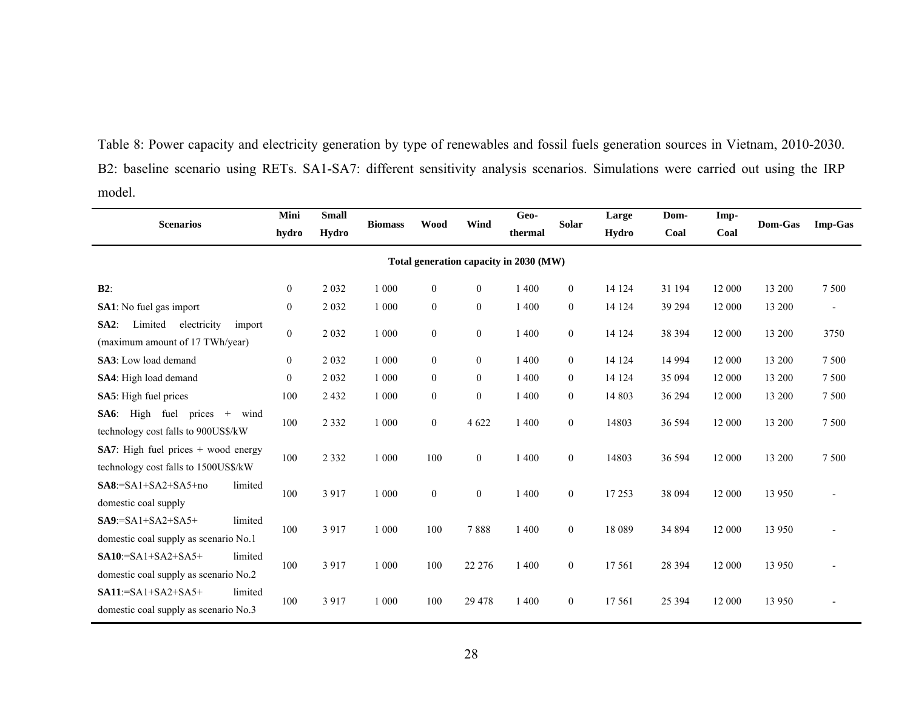Table 8: Power capacity and electricity generation by type of renewables and fossil fuels generation sources in Vietnam, 2010-2030. B2: baseline scenario using RETs. SA1-SA7: different sensitivity analysis scenarios. Simulations were carried out using the IRP model.

| Scenarios | Mini hydro | Small Hydro | Biomass | Wood | Wind | Geo-thermal | Solar | Large Hydro | Dom-Coal | Imp-Coal | Dom-Gas | Imp-Gas |
|---|---|---|---|---|---|---|---|---|---|---|---|---|
| **Total generation capacity in 2030 (MW)** | | | | | | | | | | | | |
| **B2**: | 0 | 2 032 | 1 000 | 0 | 0 | 1 400 | 0 | 14 124 | 31 194 | 12 000 | 13 200 | 7 500 |
| **SA1**: No fuel gas import | 0 | 2 032 | 1 000 | 0 | 0 | 1 400 | 0 | 14 124 | 39 294 | 12 000 | 13 200 | - |
| **SA2**: Limited electricity import (maximum amount of 17 TWh/year) | 0 | 2 032 | 1 000 | 0 | 0 | 1 400 | 0 | 14 124 | 38 394 | 12 000 | 13 200 | 3750 |
| **SA3**: Low load demand | 0 | 2 032 | 1 000 | 0 | 0 | 1 400 | 0 | 14 124 | 14 994 | 12 000 | 13 200 | 7 500 |
| **SA4**: High load demand | 0 | 2 032 | 1 000 | 0 | 0 | 1 400 | 0 | 14 124 | 35 094 | 12 000 | 13 200 | 7 500 |
| **SA5**: High fuel prices | 100 | 2 432 | 1 000 | 0 | 0 | 1 400 | 0 | 14 803 | 36 294 | 12 000 | 13 200 | 7 500 |
| **SA6**: High fuel prices + wind technology cost falls to 900US$/kW | 100 | 2 332 | 1 000 | 0 | 4 622 | 1 400 | 0 | 14803 | 36 594 | 12 000 | 13 200 | 7 500 |
| **SA7**: High fuel prices + wood energy technology cost falls to 1500US$/kW | 100 | 2 332 | 1 000 | 100 | 0 | 1 400 | 0 | 14803 | 36 594 | 12 000 | 13 200 | 7 500 |
| **SA8**:=SA1+SA2+SA5+no limited domestic coal supply | 100 | 3 917 | 1 000 | 0 | 0 | 1 400 | 0 | 17 253 | 38 094 | 12 000 | 13 950 | - |
| **SA9**:=SA1+SA2+SA5+ limited domestic coal supply as scenario No.1 | 100 | 3 917 | 1 000 | 100 | 7 888 | 1 400 | 0 | 18 089 | 34 894 | 12 000 | 13 950 | - |
| **SA10**:=SA1+SA2+SA5+ limited domestic coal supply as scenario No.2 | 100 | 3 917 | 1 000 | 100 | 22 276 | 1 400 | 0 | 17 561 | 28 394 | 12 000 | 13 950 | - |
| **SA11**:=SA1+SA2+SA5+ limited domestic coal supply as scenario No.3 | 100 | 3 917 | 1 000 | 100 | 29 478 | 1 400 | 0 | 17 561 | 25 394 | 12 000 | 13 950 | - |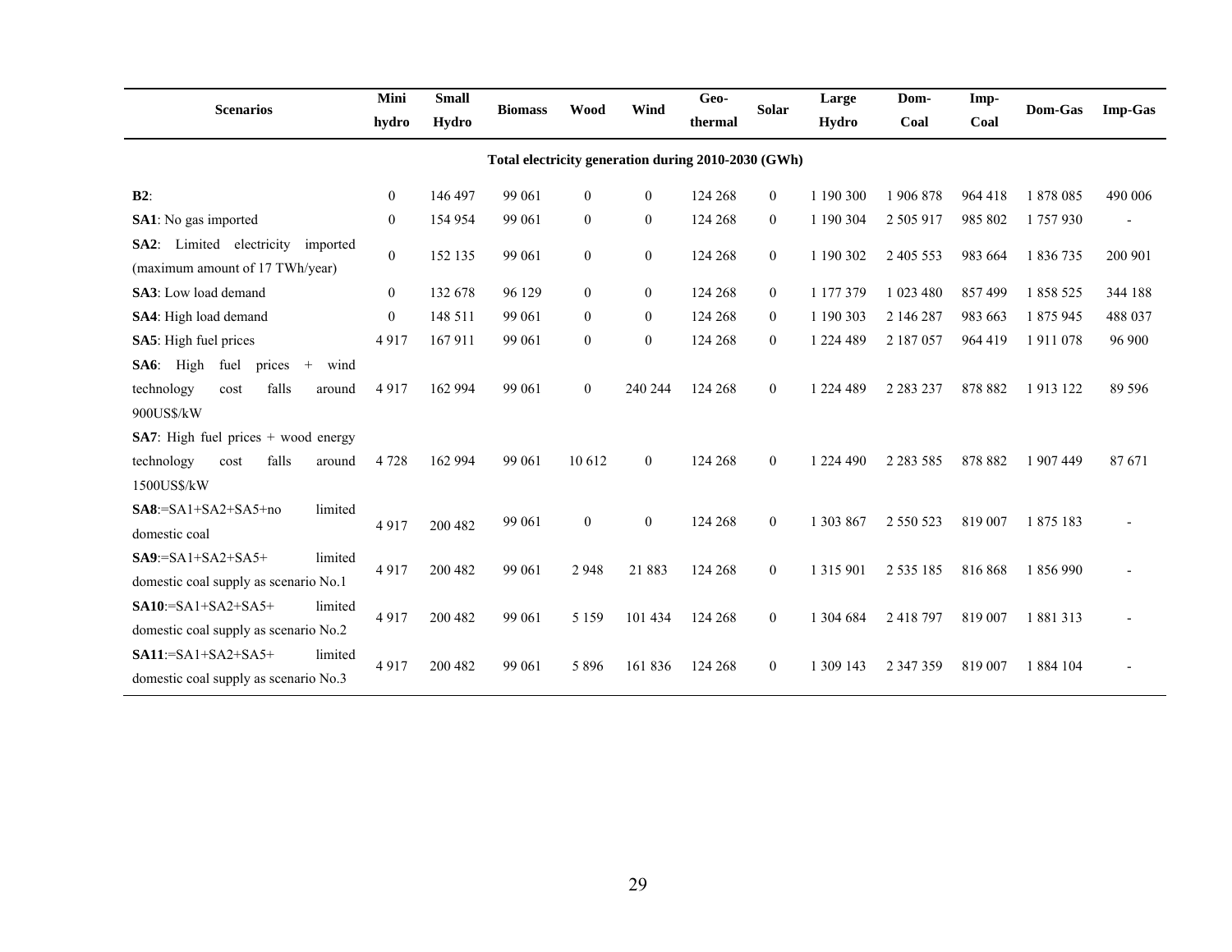| Scenarios | Mini hydro | Small Hydro | Biomass | Wood | Wind | Geo-thermal | Solar | Large Hydro | Dom-Coal | Imp-Coal | Dom-Gas | Imp-Gas |
|---|---|---|---|---|---|---|---|---|---|---|---|---|
| **Total electricity generation during 2010-2030 (GWh)** | | | | | | | | | | | | |
| **B2**: | 0 | 146 497 | 99 061 | 0 | 0 | 124 268 | 0 | 1 190 300 | 1 906 878 | 964 418 | 1 878 085 | 490 006 |
| **SA1**: No gas imported | 0 | 154 954 | 99 061 | 0 | 0 | 124 268 | 0 | 1 190 304 | 2 505 917 | 985 802 | 1 757 930 | - |
| **SA2**: Limited electricity imported (maximum amount of 17 TWh/year) | 0 | 152 135 | 99 061 | 0 | 0 | 124 268 | 0 | 1 190 302 | 2 405 553 | 983 664 | 1 836 735 | 200 901 |
| **SA3**: Low load demand | 0 | 132 678 | 96 129 | 0 | 0 | 124 268 | 0 | 1 177 379 | 1 023 480 | 857 499 | 1 858 525 | 344 188 |
| **SA4**: High load demand | 0 | 148 511 | 99 061 | 0 | 0 | 124 268 | 0 | 1 190 303 | 2 146 287 | 983 663 | 1 875 945 | 488 037 |
| **SA5**: High fuel prices | 4 917 | 167 911 | 99 061 | 0 | 0 | 124 268 | 0 | 1 224 489 | 2 187 057 | 964 419 | 1 911 078 | 96 900 |
| **SA6**: High fuel prices + wind technology cost falls around 900US$/kW | 4 917 | 162 994 | 99 061 | 0 | 240 244 | 124 268 | 0 | 1 224 489 | 2 283 237 | 878 882 | 1 913 122 | 89 596 |
| **SA7**: High fuel prices + wood energy technology cost falls around 1500US$/kW | 4 728 | 162 994 | 99 061 | 10 612 | 0 | 124 268 | 0 | 1 224 490 | 2 283 585 | 878 882 | 1 907 449 | 87 671 |
| **SA8**:=SA1+SA2+SA5+no limited domestic coal | 4 917 | 200 482 | 99 061 | 0 | 0 | 124 268 | 0 | 1 303 867 | 2 550 523 | 819 007 | 1 875 183 | - |
| **SA9**:=SA1+SA2+SA5+ limited domestic coal supply as scenario No.1 | 4 917 | 200 482 | 99 061 | 2 948 | 21 883 | 124 268 | 0 | 1 315 901 | 2 535 185 | 816 868 | 1 856 990 | - |
| **SA10**:=SA1+SA2+SA5+ limited domestic coal supply as scenario No.2 | 4 917 | 200 482 | 99 061 | 5 159 | 101 434 | 124 268 | 0 | 1 304 684 | 2 418 797 | 819 007 | 1 881 313 | - |
| **SA11**:=SA1+SA2+SA5+ limited domestic coal supply as scenario No.3 | 4 917 | 200 482 | 99 061 | 5 896 | 161 836 | 124 268 | 0 | 1 309 143 | 2 347 359 | 819 007 | 1 884 104 | - |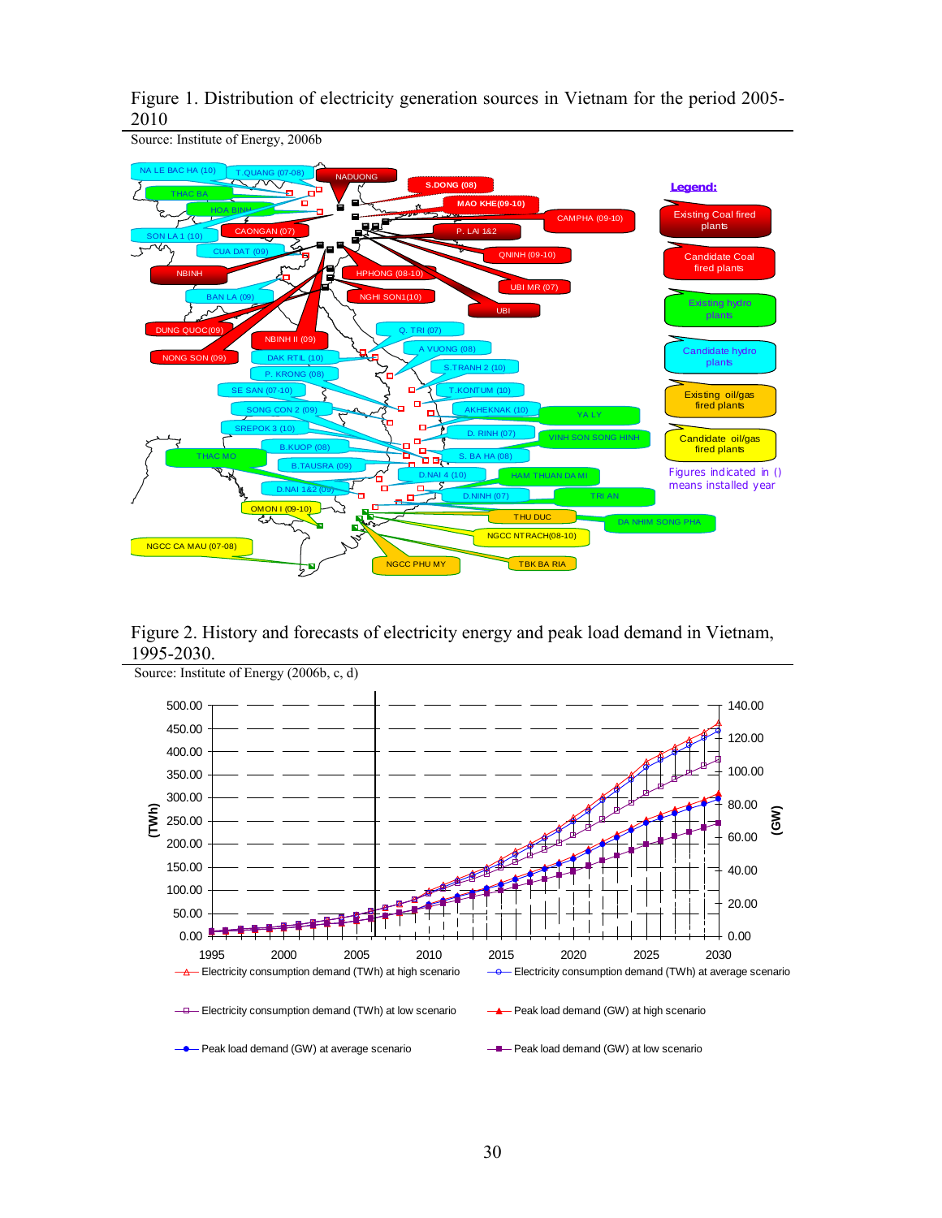Figure 1. Distribution of electricity generation sources in Vietnam for the period 2005-2010

Source: Institute of Energy, 2006b

Figure 2. History and forecasts of electricity energy and peak load demand in Vietnam, 1995-2030.

Source: Institute of Energy (2006b, c, d)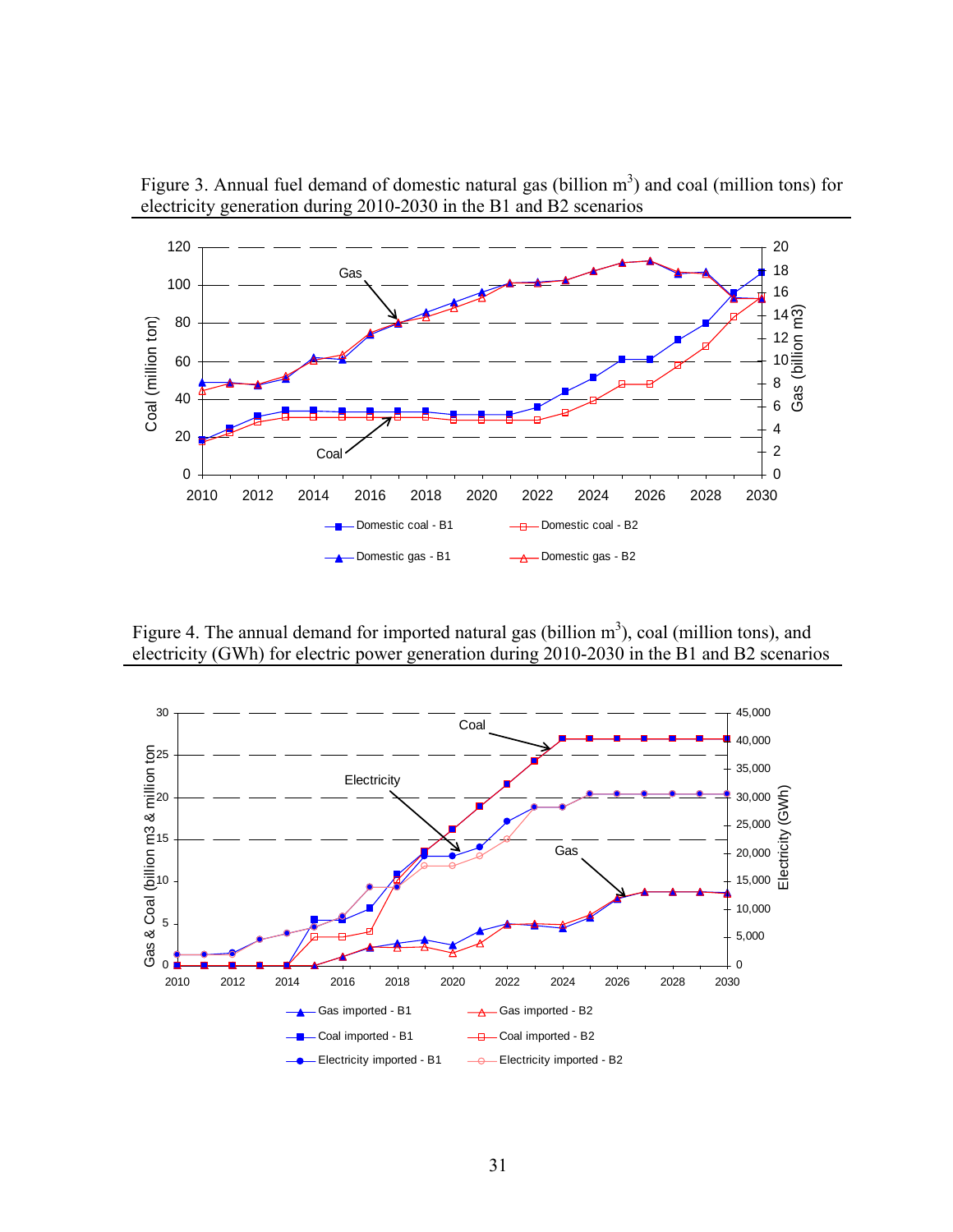Figure 3. Annual fuel demand of domestic natural gas (billion m$^3$) and coal (million tons) for electricity generation during 2010-2030 in the B1 and B2 scenarios

Figure 4. The annual demand for imported natural gas (billion m$^3$), coal (million tons), and electricity (GWh) for electric power generation during 2010-2030 in the B1 and B2 scenarios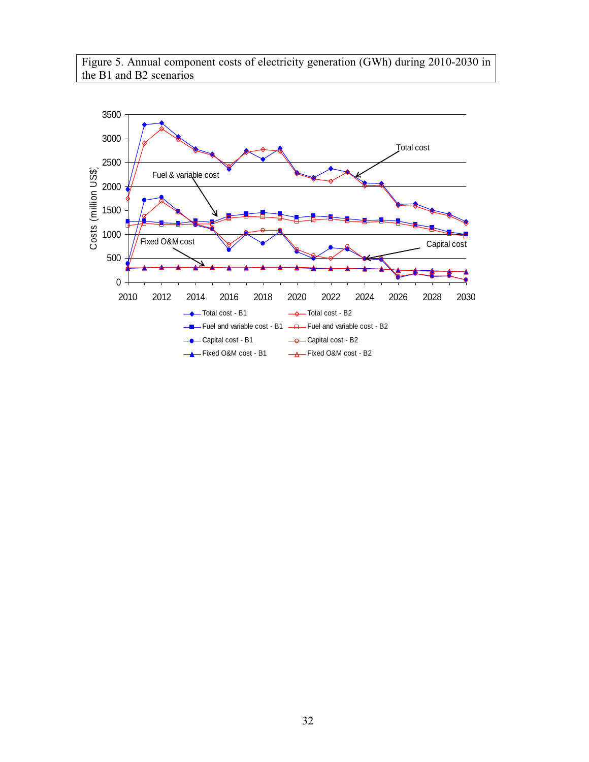Figure 5. Annual component costs of electricity generation (GWh) during 2010-2030 in the B1 and B2 scenarios

Costs (million US$)

3500
3000
2500
2000
1500
1000
500
0

2010 2012 2014 2016 2018 2020 2022 2024 2026 2028 2030

Total cost

Fuel & variable cost

Fixed O&M cost

Capital cost

Total cost - B1
Total cost - B2
Fuel and variable cost - B1
Fuel and variable cost - B2
Capital cost - B1
Capital cost - B2
Fixed O&M cost - B1
Fixed O&M cost - B2